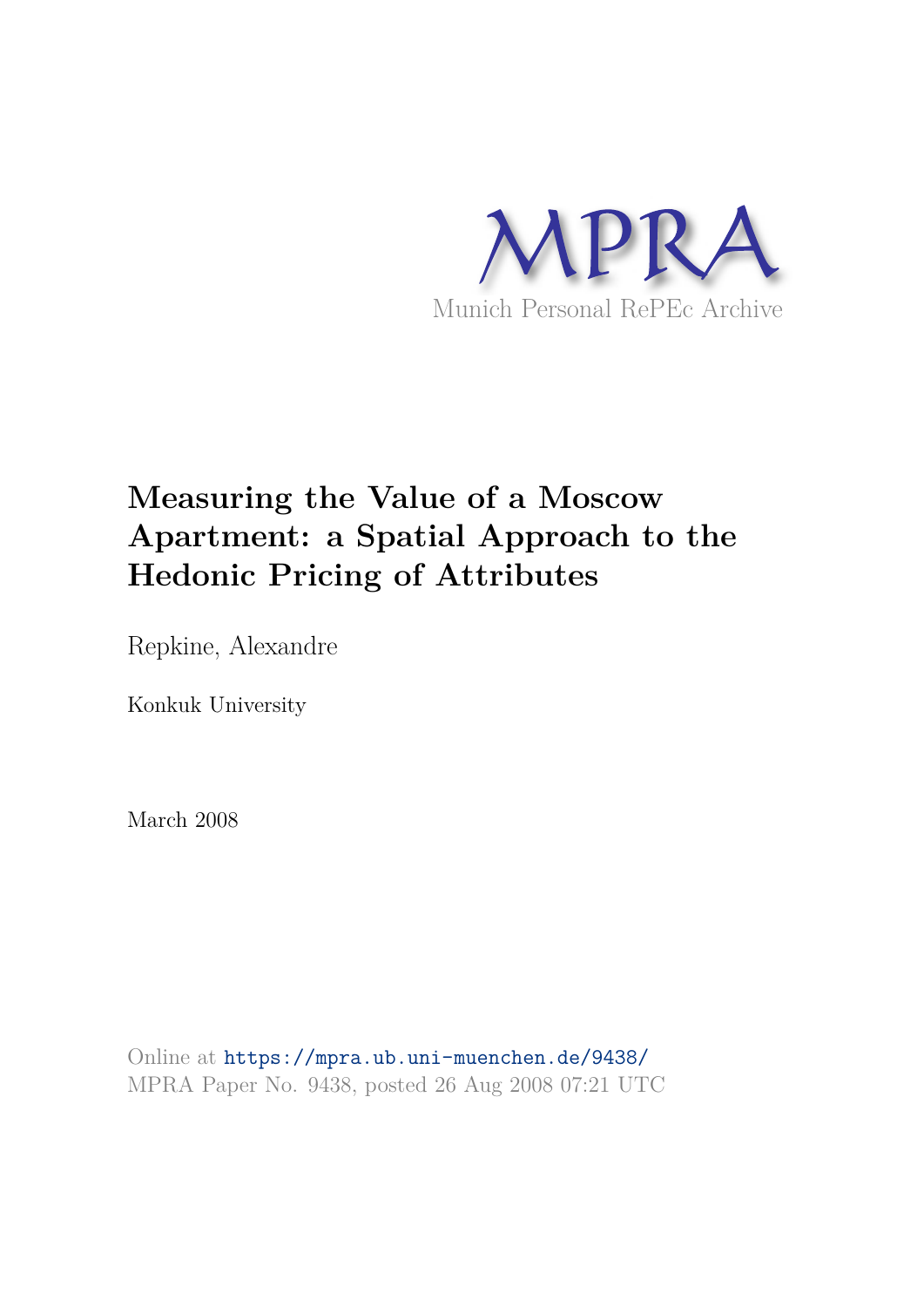MPRA

Munich Personal RePEc Archive

# Measuring the Value of a Moscow Apartment: a Spatial Approach to the Hedonic Pricing of Attributes

Repkine, Alexandre

Konkuk University

March 2008

Online at https://mpra.ub.uni-muenchen.de/9438/
MPRA Paper No. 9438, posted 26 Aug 2008 07:21 UTC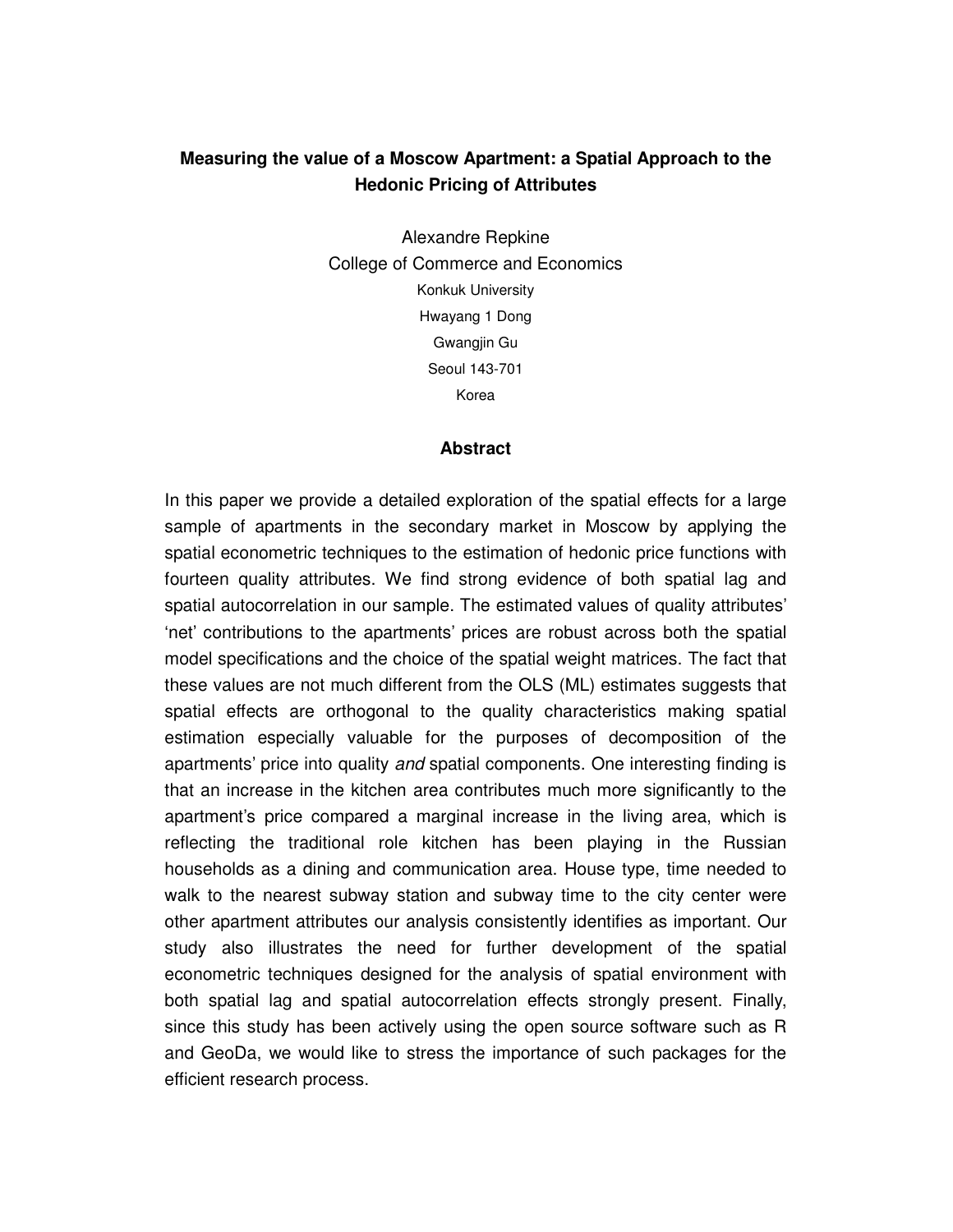**Measuring the value of a Moscow Apartment: a Spatial Approach to the Hedonic Pricing of Attributes**

Alexandre Repkine
College of Commerce and Economics
Konkuk University
Hwayang 1 Dong
Gwangjin Gu
Seoul 143-701
Korea

**Abstract**

In this paper we provide a detailed exploration of the spatial effects for a large sample of apartments in the secondary market in Moscow by applying the spatial econometric techniques to the estimation of hedonic price functions with fourteen quality attributes. We find strong evidence of both spatial lag and spatial autocorrelation in our sample. The estimated values of quality attributes' 'net' contributions to the apartments' prices are robust across both the spatial model specifications and the choice of the spatial weight matrices. The fact that these values are not much different from the OLS (ML) estimates suggests that spatial effects are orthogonal to the quality characteristics making spatial estimation especially valuable for the purposes of decomposition of the apartments' price into quality *and* spatial components. One interesting finding is that an increase in the kitchen area contributes much more significantly to the apartment's price compared a marginal increase in the living area, which is reflecting the traditional role kitchen has been playing in the Russian households as a dining and communication area. House type, time needed to walk to the nearest subway station and subway time to the city center were other apartment attributes our analysis consistently identifies as important. Our study also illustrates the need for further development of the spatial econometric techniques designed for the analysis of spatial environment with both spatial lag and spatial autocorrelation effects strongly present. Finally, since this study has been actively using the open source software such as R and GeoDa, we would like to stress the importance of such packages for the efficient research process.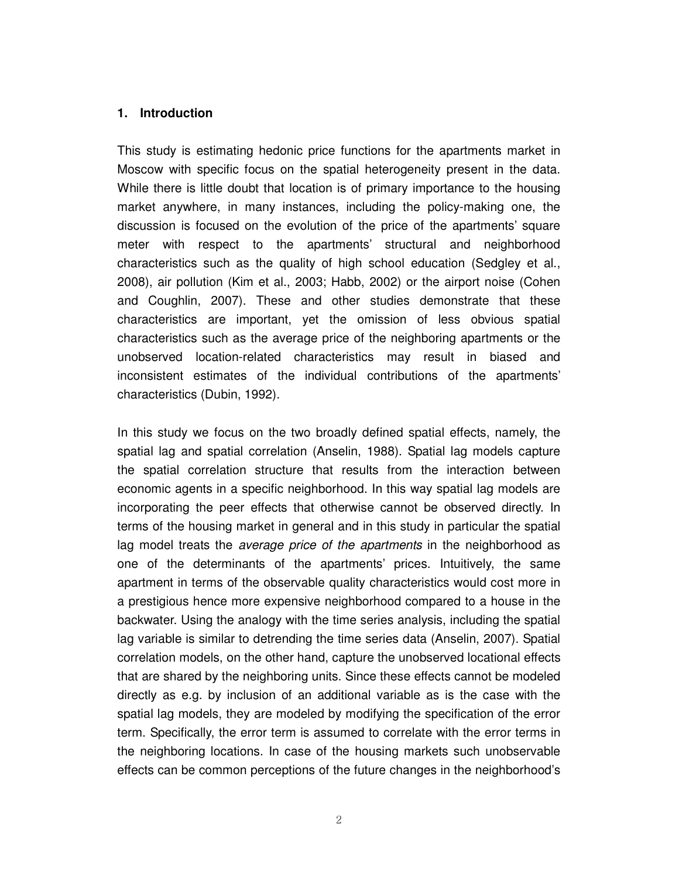## 1. Introduction

This study is estimating hedonic price functions for the apartments market in Moscow with specific focus on the spatial heterogeneity present in the data. While there is little doubt that location is of primary importance to the housing market anywhere, in many instances, including the policy-making one, the discussion is focused on the evolution of the price of the apartments' square meter with respect to the apartments' structural and neighborhood characteristics such as the quality of high school education (Sedgley et al., 2008), air pollution (Kim et al., 2003; Habb, 2002) or the airport noise (Cohen and Coughlin, 2007). These and other studies demonstrate that these characteristics are important, yet the omission of less obvious spatial characteristics such as the average price of the neighboring apartments or the unobserved location-related characteristics may result in biased and inconsistent estimates of the individual contributions of the apartments' characteristics (Dubin, 1992).

In this study we focus on the two broadly defined spatial effects, namely, the spatial lag and spatial correlation (Anselin, 1988). Spatial lag models capture the spatial correlation structure that results from the interaction between economic agents in a specific neighborhood. In this way spatial lag models are incorporating the peer effects that otherwise cannot be observed directly. In terms of the housing market in general and in this study in particular the spatial lag model treats the *average price of the apartments* in the neighborhood as one of the determinants of the apartments' prices. Intuitively, the same apartment in terms of the observable quality characteristics would cost more in a prestigious hence more expensive neighborhood compared to a house in the backwater. Using the analogy with the time series analysis, including the spatial lag variable is similar to detrending the time series data (Anselin, 2007). Spatial correlation models, on the other hand, capture the unobserved locational effects that are shared by the neighboring units. Since these effects cannot be modeled directly as e.g. by inclusion of an additional variable as is the case with the spatial lag models, they are modeled by modifying the specification of the error term. Specifically, the error term is assumed to correlate with the error terms in the neighboring locations. In case of the housing markets such unobservable effects can be common perceptions of the future changes in the neighborhood's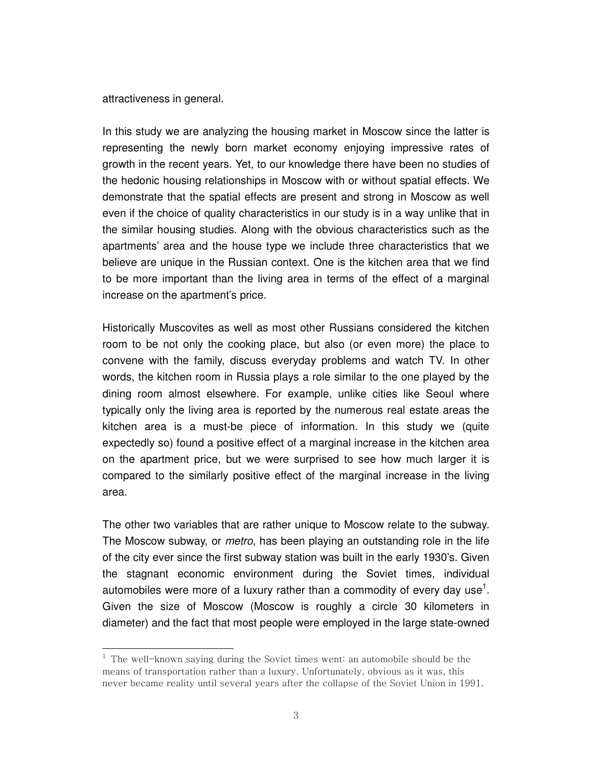attractiveness in general.

In this study we are analyzing the housing market in Moscow since the latter is representing the newly born market economy enjoying impressive rates of growth in the recent years. Yet, to our knowledge there have been no studies of the hedonic housing relationships in Moscow with or without spatial effects. We demonstrate that the spatial effects are present and strong in Moscow as well even if the choice of quality characteristics in our study is in a way unlike that in the similar housing studies. Along with the obvious characteristics such as the apartments' area and the house type we include three characteristics that we believe are unique in the Russian context. One is the kitchen area that we find to be more important than the living area in terms of the effect of a marginal increase on the apartment's price.

Historically Muscovites as well as most other Russians considered the kitchen room to be not only the cooking place, but also (or even more) the place to convene with the family, discuss everyday problems and watch TV. In other words, the kitchen room in Russia plays a role similar to the one played by the dining room almost elsewhere. For example, unlike cities like Seoul where typically only the living area is reported by the numerous real estate areas the kitchen area is a must-be piece of information. In this study we (quite expectedly so) found a positive effect of a marginal increase in the kitchen area on the apartment price, but we were surprised to see how much larger it is compared to the similarly positive effect of the marginal increase in the living area.

The other two variables that are rather unique to Moscow relate to the subway. The Moscow subway, or *metro*, has been playing an outstanding role in the life of the city ever since the first subway station was built in the early 1930's. Given the stagnant economic environment during the Soviet times, individual automobiles were more of a luxury rather than a commodity of every day use[1]. Given the size of Moscow (Moscow is roughly a circle 30 kilometers in diameter) and the fact that most people were employed in the large state-owned

---

[1] The well-known saying during the Soviet times went: an automobile should be the means of transportation rather than a luxury. Unfortunately, obvious as it was, this never became reality until several years after the collapse of the Soviet Union in 1991.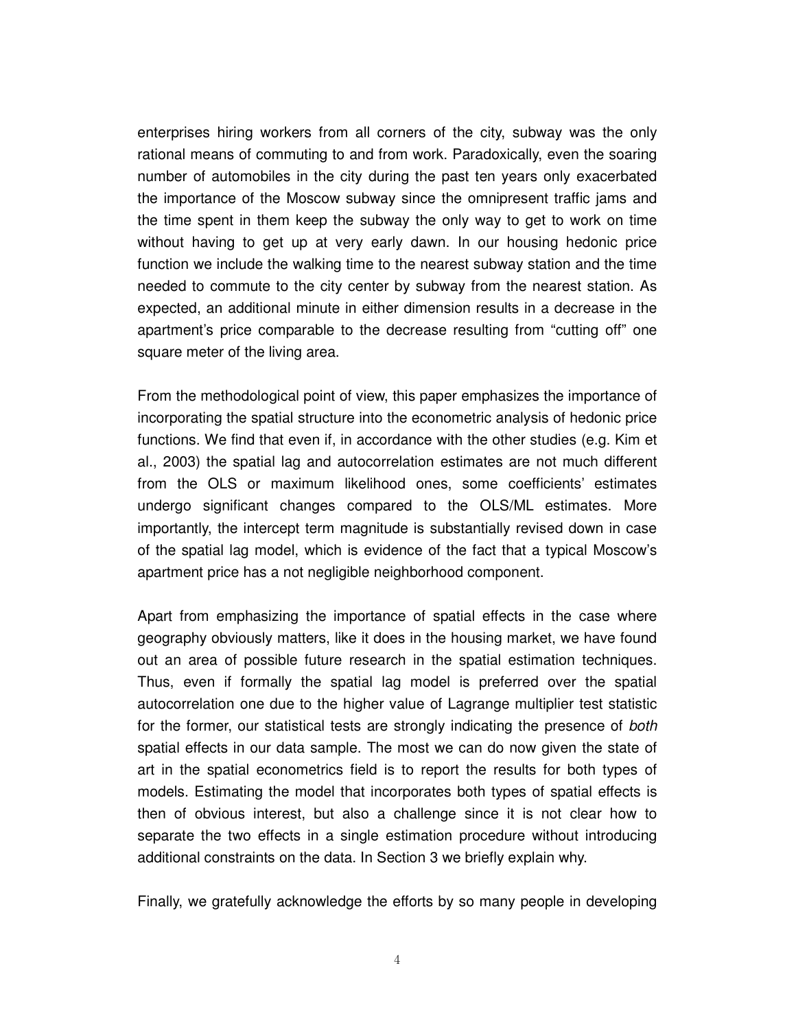enterprises hiring workers from all corners of the city, subway was the only rational means of commuting to and from work. Paradoxically, even the soaring number of automobiles in the city during the past ten years only exacerbated the importance of the Moscow subway since the omnipresent traffic jams and the time spent in them keep the subway the only way to get to work on time without having to get up at very early dawn. In our housing hedonic price function we include the walking time to the nearest subway station and the time needed to commute to the city center by subway from the nearest station. As expected, an additional minute in either dimension results in a decrease in the apartment's price comparable to the decrease resulting from "cutting off" one square meter of the living area.

From the methodological point of view, this paper emphasizes the importance of incorporating the spatial structure into the econometric analysis of hedonic price functions. We find that even if, in accordance with the other studies (e.g. Kim et al., 2003) the spatial lag and autocorrelation estimates are not much different from the OLS or maximum likelihood ones, some coefficients' estimates undergo significant changes compared to the OLS/ML estimates. More importantly, the intercept term magnitude is substantially revised down in case of the spatial lag model, which is evidence of the fact that a typical Moscow's apartment price has a not negligible neighborhood component.

Apart from emphasizing the importance of spatial effects in the case where geography obviously matters, like it does in the housing market, we have found out an area of possible future research in the spatial estimation techniques. Thus, even if formally the spatial lag model is preferred over the spatial autocorrelation one due to the higher value of Lagrange multiplier test statistic for the former, our statistical tests are strongly indicating the presence of *both* spatial effects in our data sample. The most we can do now given the state of art in the spatial econometrics field is to report the results for both types of models. Estimating the model that incorporates both types of spatial effects is then of obvious interest, but also a challenge since it is not clear how to separate the two effects in a single estimation procedure without introducing additional constraints on the data. In Section 3 we briefly explain why.

Finally, we gratefully acknowledge the efforts by so many people in developing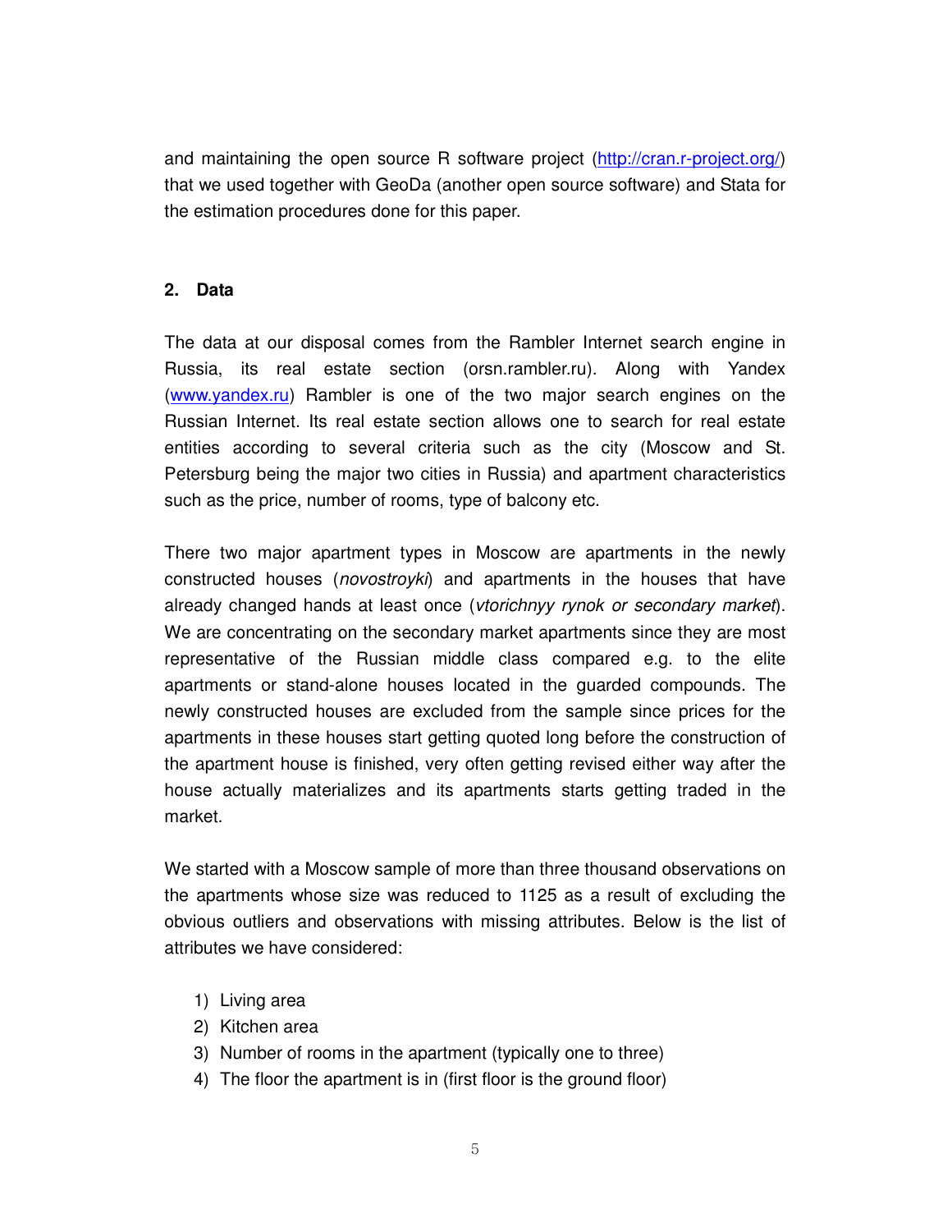and maintaining the open source R software project (http://cran.r-project.org/) that we used together with GeoDa (another open source software) and Stata for the estimation procedures done for this paper.

## 2. Data

The data at our disposal comes from the Rambler Internet search engine in Russia, its real estate section (orsn.rambler.ru). Along with Yandex (www.yandex.ru) Rambler is one of the two major search engines on the Russian Internet. Its real estate section allows one to search for real estate entities according to several criteria such as the city (Moscow and St. Petersburg being the major two cities in Russia) and apartment characteristics such as the price, number of rooms, type of balcony etc.

There two major apartment types in Moscow are apartments in the newly constructed houses (*novostroyki*) and apartments in the houses that have already changed hands at least once (*vtorichnyy rynok or secondary market*). We are concentrating on the secondary market apartments since they are most representative of the Russian middle class compared e.g. to the elite apartments or stand-alone houses located in the guarded compounds. The newly constructed houses are excluded from the sample since prices for the apartments in these houses start getting quoted long before the construction of the apartment house is finished, very often getting revised either way after the house actually materializes and its apartments starts getting traded in the market.

We started with a Moscow sample of more than three thousand observations on the apartments whose size was reduced to 1125 as a result of excluding the obvious outliers and observations with missing attributes. Below is the list of attributes we have considered:

1) Living area
2) Kitchen area
3) Number of rooms in the apartment (typically one to three)
4) The floor the apartment is in (first floor is the ground floor)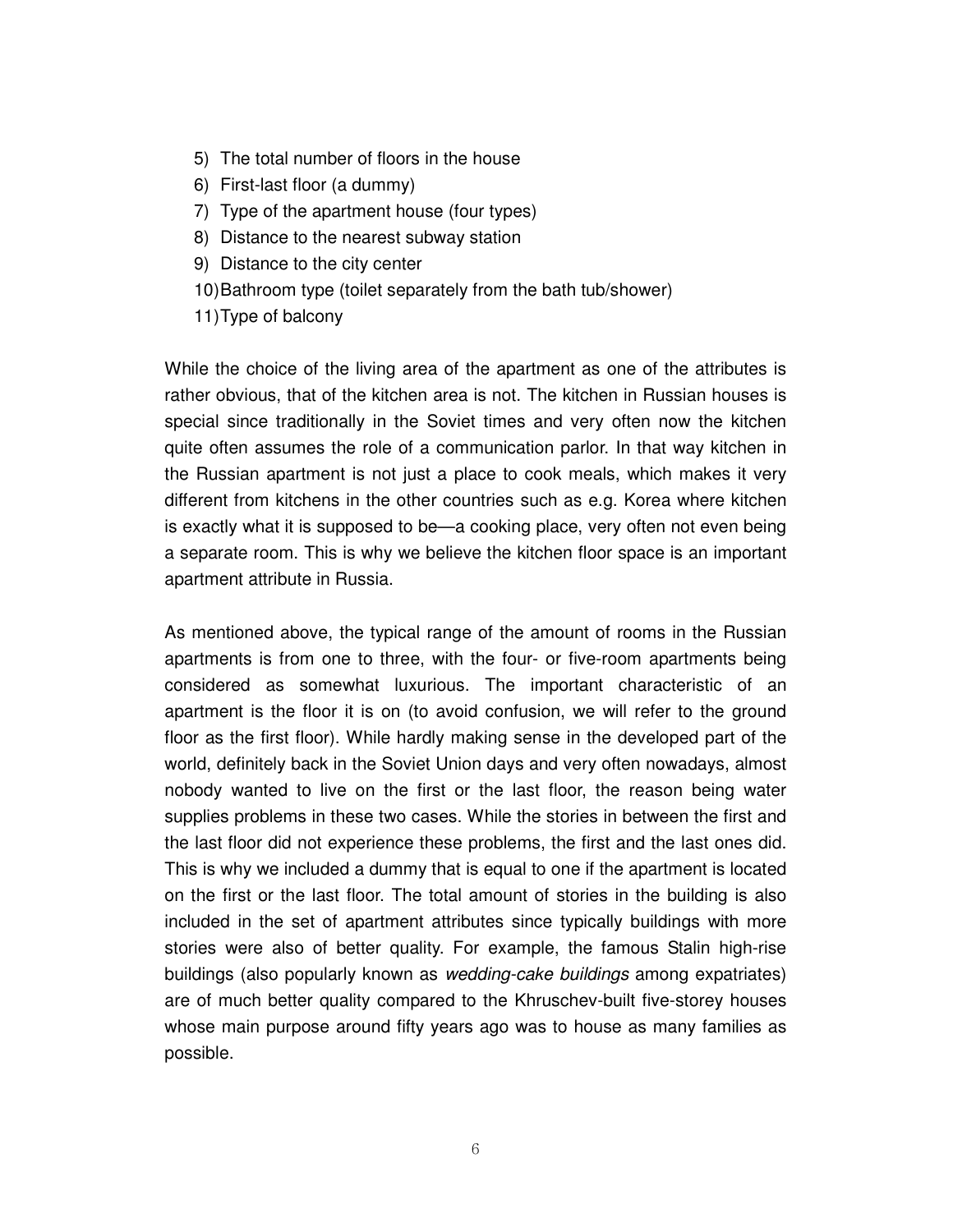5) The total number of floors in the house
6) First-last floor (a dummy)
7) Type of the apartment house (four types)
8) Distance to the nearest subway station
9) Distance to the city center
10) Bathroom type (toilet separately from the bath tub/shower)
11) Type of balcony

While the choice of the living area of the apartment as one of the attributes is rather obvious, that of the kitchen area is not. The kitchen in Russian houses is special since traditionally in the Soviet times and very often now the kitchen quite often assumes the role of a communication parlor. In that way kitchen in the Russian apartment is not just a place to cook meals, which makes it very different from kitchens in the other countries such as e.g. Korea where kitchen is exactly what it is supposed to be—a cooking place, very often not even being a separate room. This is why we believe the kitchen floor space is an important apartment attribute in Russia.

As mentioned above, the typical range of the amount of rooms in the Russian apartments is from one to three, with the four- or five-room apartments being considered as somewhat luxurious. The important characteristic of an apartment is the floor it is on (to avoid confusion, we will refer to the ground floor as the first floor). While hardly making sense in the developed part of the world, definitely back in the Soviet Union days and very often nowadays, almost nobody wanted to live on the first or the last floor, the reason being water supplies problems in these two cases. While the stories in between the first and the last floor did not experience these problems, the first and the last ones did. This is why we included a dummy that is equal to one if the apartment is located on the first or the last floor. The total amount of stories in the building is also included in the set of apartment attributes since typically buildings with more stories were also of better quality. For example, the famous Stalin high-rise buildings (also popularly known as *wedding-cake buildings* among expatriates) are of much better quality compared to the Khruschev-built five-storey houses whose main purpose around fifty years ago was to house as many families as possible.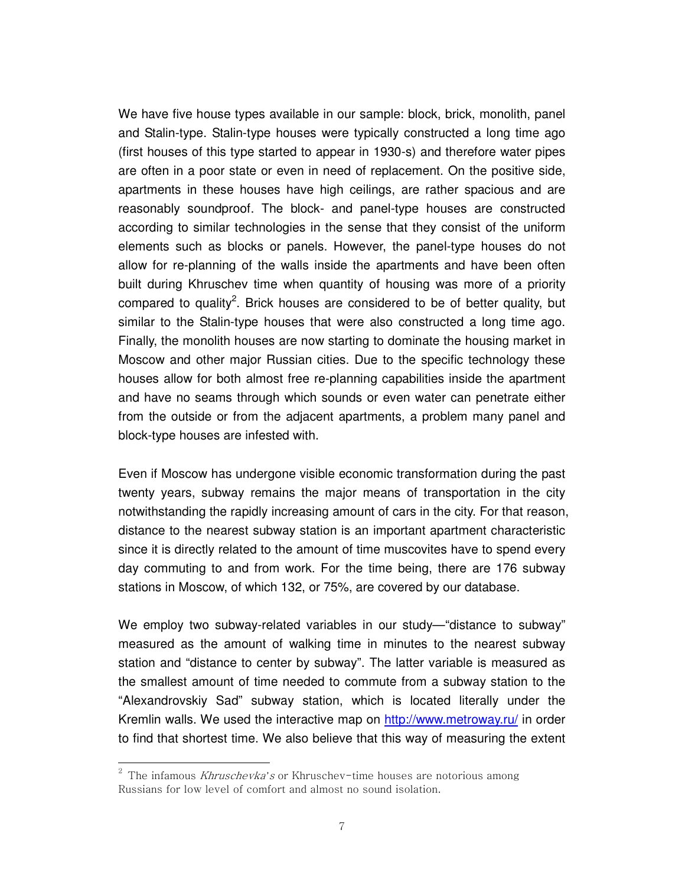We have five house types available in our sample: block, brick, monolith, panel and Stalin-type. Stalin-type houses were typically constructed a long time ago (first houses of this type started to appear in 1930-s) and therefore water pipes are often in a poor state or even in need of replacement. On the positive side, apartments in these houses have high ceilings, are rather spacious and are reasonably soundproof. The block- and panel-type houses are constructed according to similar technologies in the sense that they consist of the uniform elements such as blocks or panels. However, the panel-type houses do not allow for re-planning of the walls inside the apartments and have been often built during Khruschev time when quantity of housing was more of a priority compared to quality[2]. Brick houses are considered to be of better quality, but similar to the Stalin-type houses that were also constructed a long time ago. Finally, the monolith houses are now starting to dominate the housing market in Moscow and other major Russian cities. Due to the specific technology these houses allow for both almost free re-planning capabilities inside the apartment and have no seams through which sounds or even water can penetrate either from the outside or from the adjacent apartments, a problem many panel and block-type houses are infested with.

Even if Moscow has undergone visible economic transformation during the past twenty years, subway remains the major means of transportation in the city notwithstanding the rapidly increasing amount of cars in the city. For that reason, distance to the nearest subway station is an important apartment characteristic since it is directly related to the amount of time muscovites have to spend every day commuting to and from work. For the time being, there are 176 subway stations in Moscow, of which 132, or 75%, are covered by our database.

We employ two subway-related variables in our study—"distance to subway" measured as the amount of walking time in minutes to the nearest subway station and "distance to center by subway". The latter variable is measured as the smallest amount of time needed to commute from a subway station to the "Alexandrovskiy Sad" subway station, which is located literally under the Kremlin walls. We used the interactive map on http://www.metroway.ru/ in order to find that shortest time. We also believe that this way of measuring the extent

---

[2] The infamous *Khruschevka's* or Khruschev-time houses are notorious among Russians for low level of comfort and almost no sound isolation.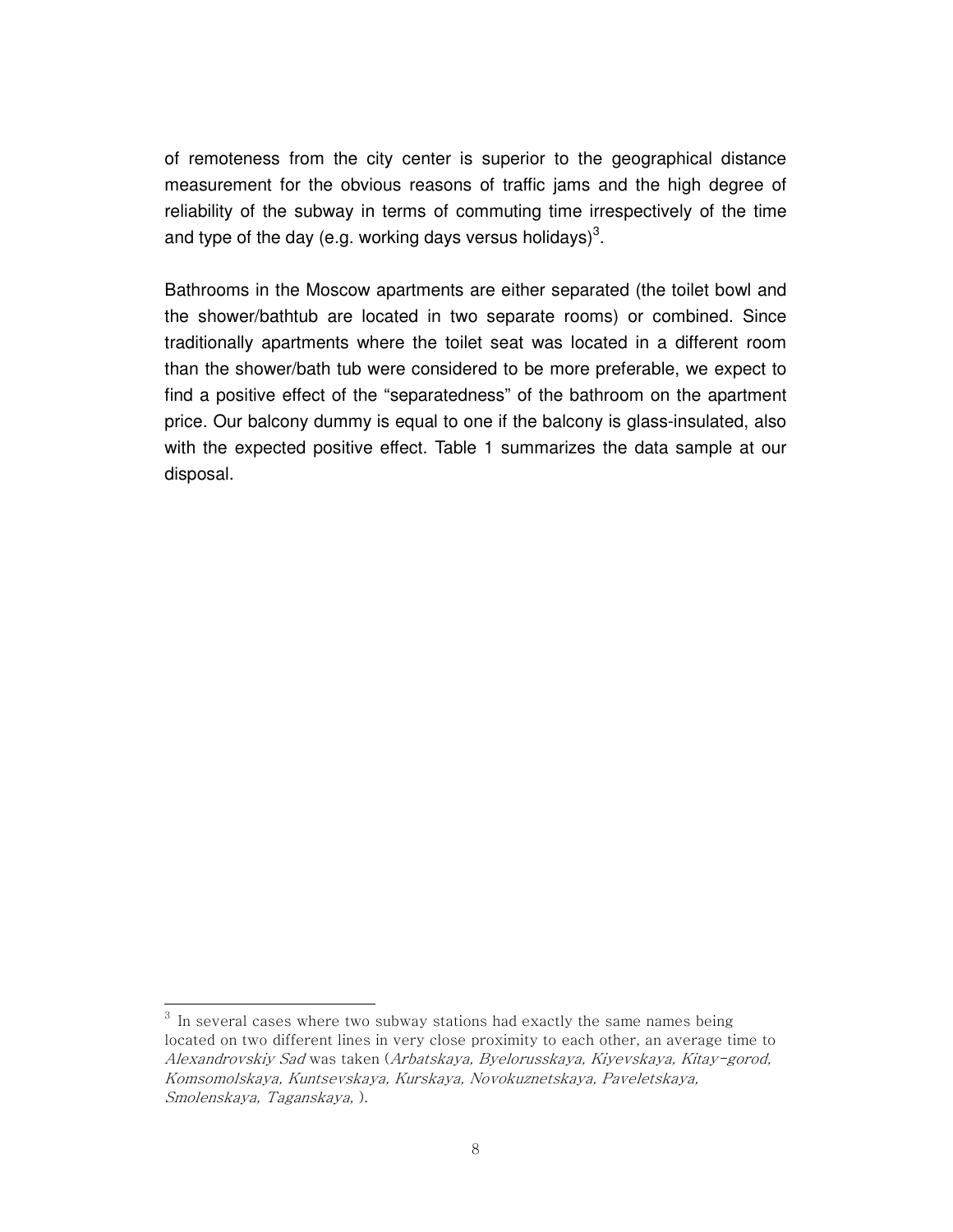of remoteness from the city center is superior to the geographical distance measurement for the obvious reasons of traffic jams and the high degree of reliability of the subway in terms of commuting time irrespectively of the time and type of the day (e.g. working days versus holidays)[3].

Bathrooms in the Moscow apartments are either separated (the toilet bowl and the shower/bathtub are located in two separate rooms) or combined. Since traditionally apartments where the toilet seat was located in a different room than the shower/bath tub were considered to be more preferable, we expect to find a positive effect of the "separatedness" of the bathroom on the apartment price. Our balcony dummy is equal to one if the balcony is glass-insulated, also with the expected positive effect. Table 1 summarizes the data sample at our disposal.

---

[3] In several cases where two subway stations had exactly the same names being located on two different lines in very close proximity to each other, an average time to *Alexandrovskiy Sad* was taken (*Arbatskaya, Byelorusskaya, Kiyevskaya, Kitay-gorod, Komsomolskaya, Kuntsevskaya, Kurskaya, Novokuznetskaya, Paveletskaya, Smolenskaya, Taganskaya,* ).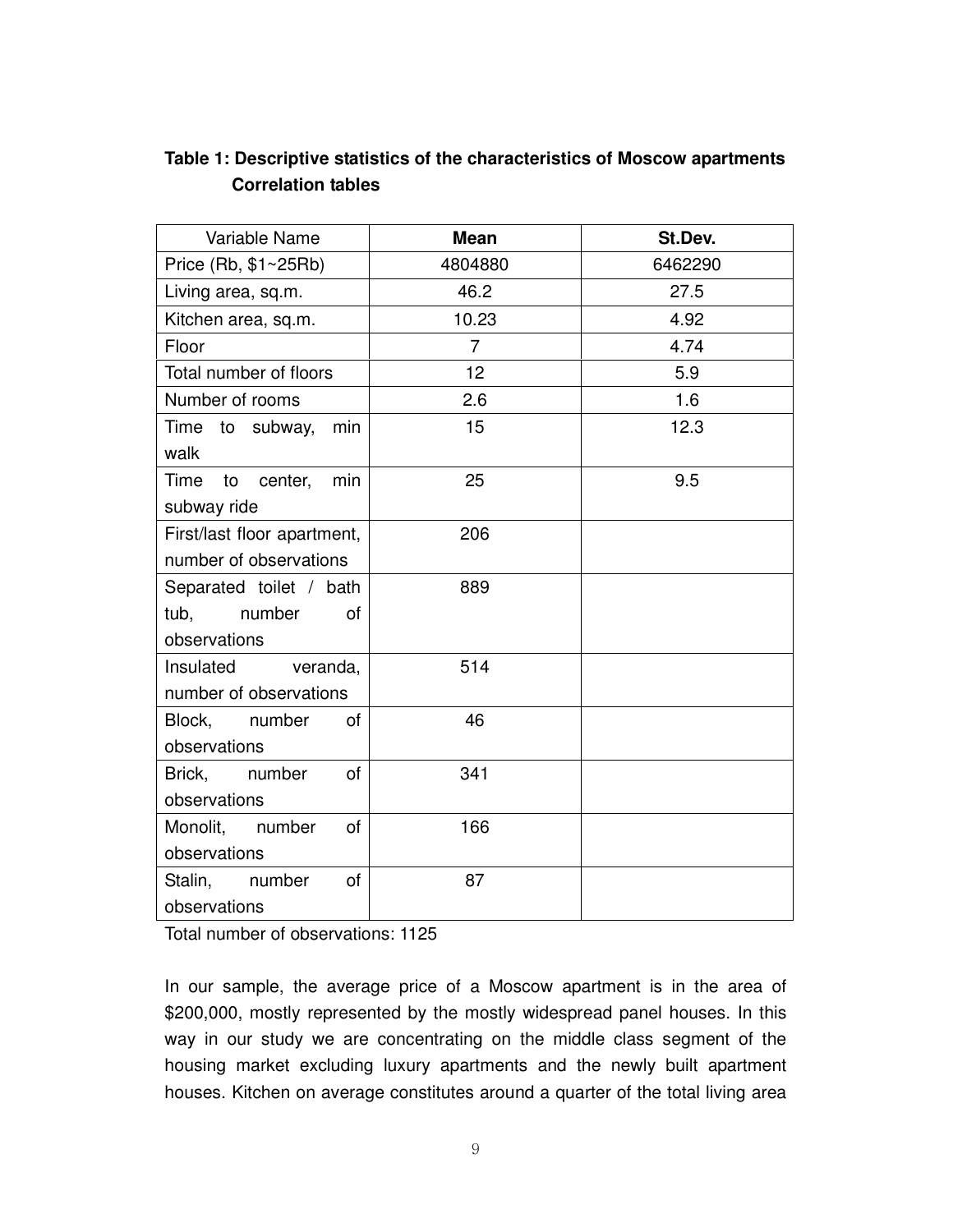**Table 1: Descriptive statistics of the characteristics of Moscow apartments Correlation tables**

| Variable Name | **Mean** | **St.Dev.** |
|---|---|---|
| Price (Rb, \$1~25Rb) | 4804880 | 6462290 |
| Living area, sq.m. | 46.2 | 27.5 |
| Kitchen area, sq.m. | 10.23 | 4.92 |
| Floor | 7 | 4.74 |
| Total number of floors | 12 | 5.9 |
| Number of rooms | 2.6 | 1.6 |
| Time to subway, min walk | 15 | 12.3 |
| Time to center, min subway ride | 25 | 9.5 |
| First/last floor apartment, number of observations | 206 | |
| Separated toilet / bath tub, number of observations | 889 | |
| Insulated veranda, number of observations | 514 | |
| Block, number of observations | 46 | |
| Brick, number of observations | 341 | |
| Monolit, number of observations | 166 | |
| Stalin, number of observations | 87 | |

Total number of observations: 1125

In our sample, the average price of a Moscow apartment is in the area of \$200,000, mostly represented by the mostly widespread panel houses. In this way in our study we are concentrating on the middle class segment of the housing market excluding luxury apartments and the newly built apartment houses. Kitchen on average constitutes around a quarter of the total living area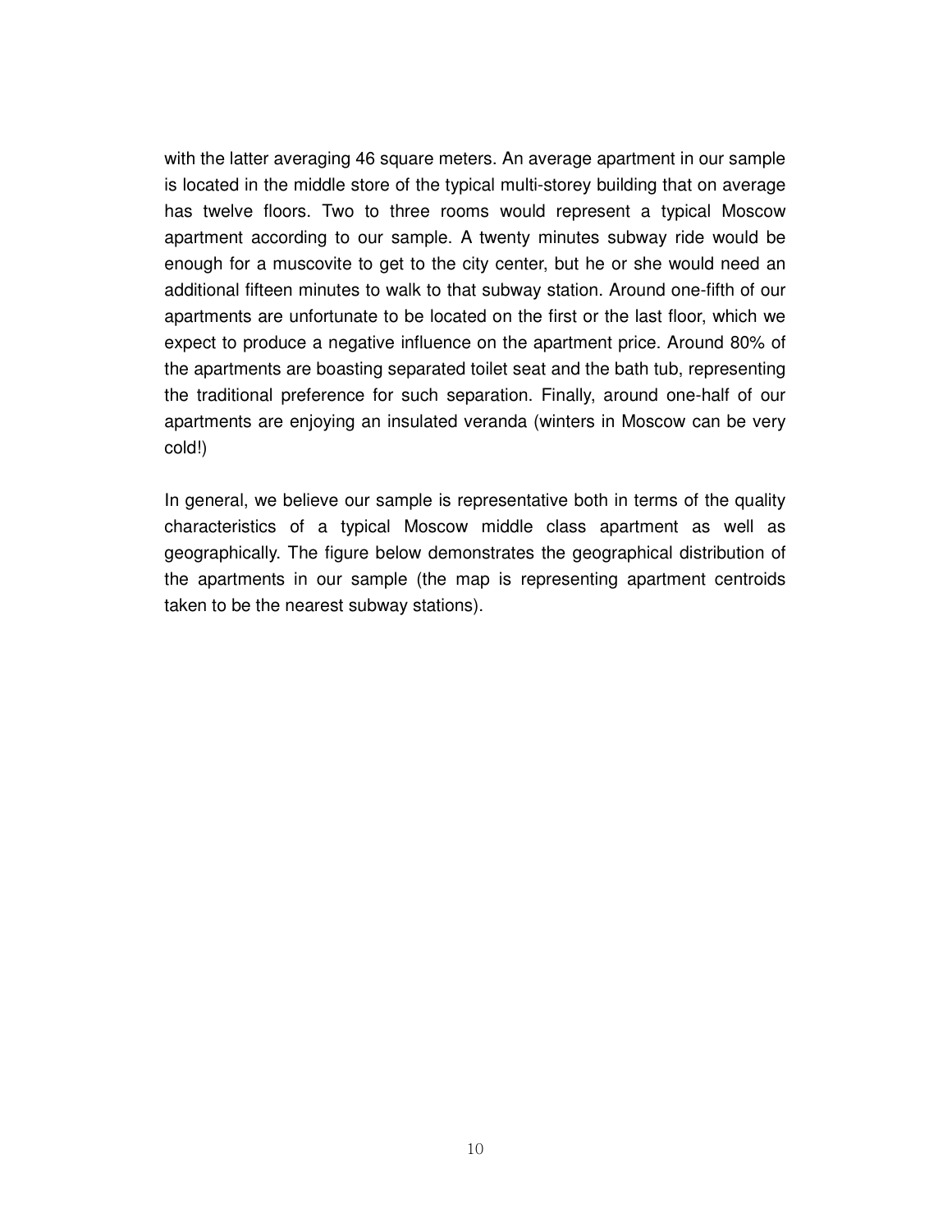with the latter averaging 46 square meters. An average apartment in our sample is located in the middle store of the typical multi-storey building that on average has twelve floors. Two to three rooms would represent a typical Moscow apartment according to our sample. A twenty minutes subway ride would be enough for a muscovite to get to the city center, but he or she would need an additional fifteen minutes to walk to that subway station. Around one-fifth of our apartments are unfortunate to be located on the first or the last floor, which we expect to produce a negative influence on the apartment price. Around 80% of the apartments are boasting separated toilet seat and the bath tub, representing the traditional preference for such separation. Finally, around one-half of our apartments are enjoying an insulated veranda (winters in Moscow can be very cold!)

In general, we believe our sample is representative both in terms of the quality characteristics of a typical Moscow middle class apartment as well as geographically. The figure below demonstrates the geographical distribution of the apartments in our sample (the map is representing apartment centroids taken to be the nearest subway stations).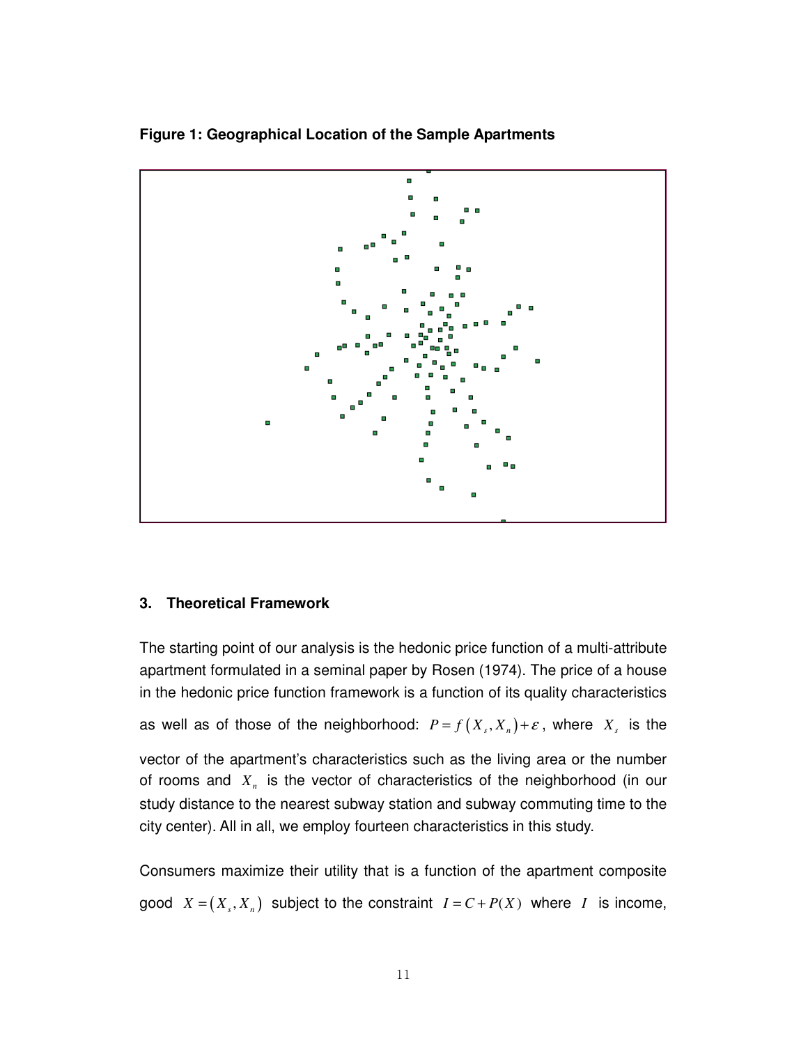**Figure 1: Geographical Location of the Sample Apartments**

## 3. Theoretical Framework

The starting point of our analysis is the hedonic price function of a multi-attribute apartment formulated in a seminal paper by Rosen (1974). The price of a house in the hedonic price function framework is a function of its quality characteristics as well as of those of the neighborhood: $P = f(X_s, X_n) + \varepsilon$, where $X_s$ is the vector of the apartment's characteristics such as the living area or the number of rooms and $X_n$ is the vector of characteristics of the neighborhood (in our study distance to the nearest subway station and subway commuting time to the city center). All in all, we employ fourteen characteristics in this study.

Consumers maximize their utility that is a function of the apartment composite good $X = (X_s, X_n)$ subject to the constraint $I = C + P(X)$ where $I$ is income,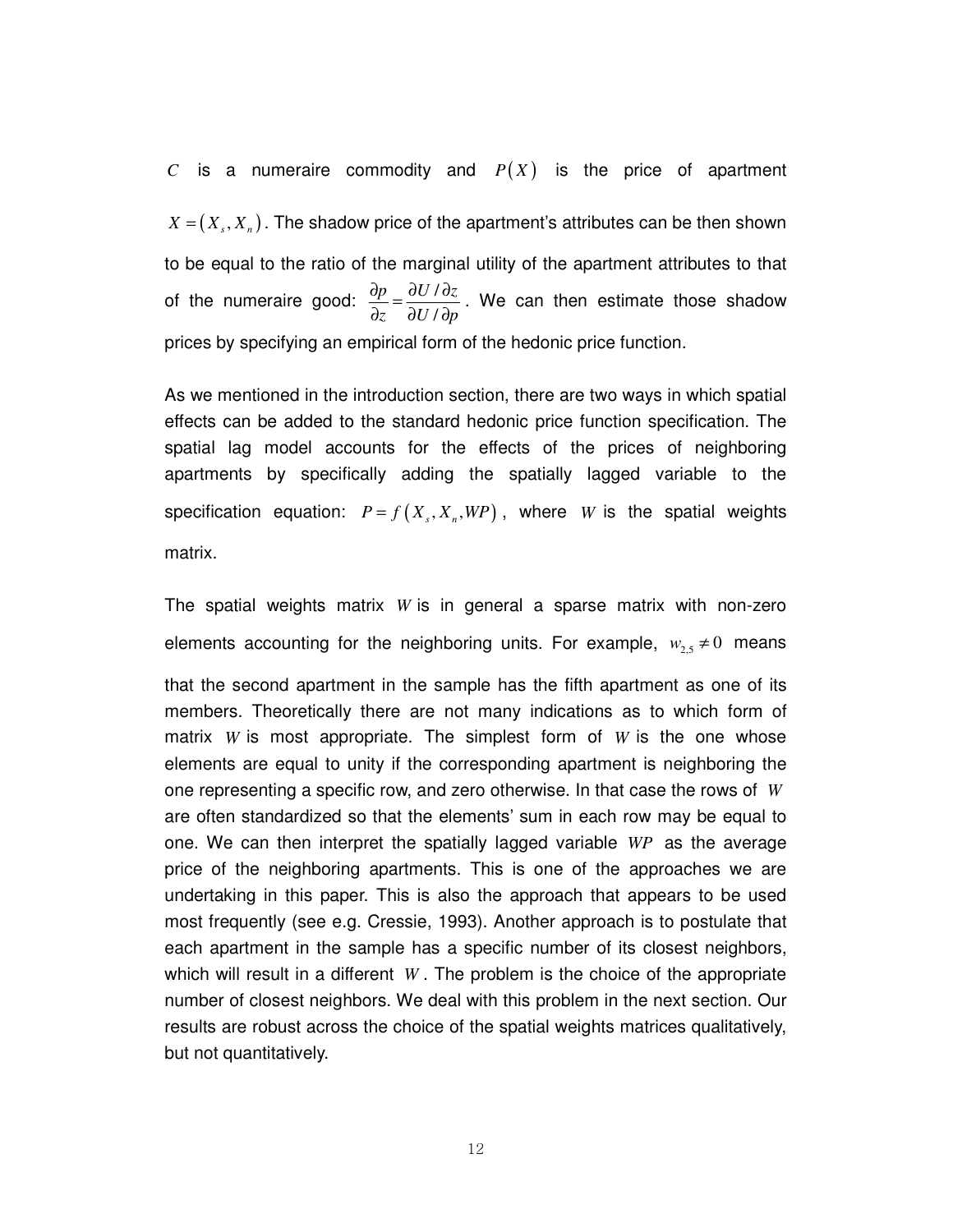$C$ is a numeraire commodity and $P(X)$ is the price of apartment $X = (X_s, X_n)$. The shadow price of the apartment's attributes can be then shown to be equal to the ratio of the marginal utility of the apartment attributes to that of the numeraire good: $\frac{\partial p}{\partial z} = \frac{\partial U / \partial z}{\partial U / \partial p}$. We can then estimate those shadow prices by specifying an empirical form of the hedonic price function.

As we mentioned in the introduction section, there are two ways in which spatial effects can be added to the standard hedonic price function specification. The spatial lag model accounts for the effects of the prices of neighboring apartments by specifically adding the spatially lagged variable to the specification equation: $P = f(X_s, X_n, WP)$, where $W$ is the spatial weights matrix.

The spatial weights matrix $W$ is in general a sparse matrix with non-zero elements accounting for the neighboring units. For example, $w_{2,5} \neq 0$ means that the second apartment in the sample has the fifth apartment as one of its members. Theoretically there are not many indications as to which form of matrix $W$ is most appropriate. The simplest form of $W$ is the one whose elements are equal to unity if the corresponding apartment is neighboring the one representing a specific row, and zero otherwise. In that case the rows of $W$ are often standardized so that the elements' sum in each row may be equal to one. We can then interpret the spatially lagged variable $WP$ as the average price of the neighboring apartments. This is one of the approaches we are undertaking in this paper. This is also the approach that appears to be used most frequently (see e.g. Cressie, 1993). Another approach is to postulate that each apartment in the sample has a specific number of its closest neighbors, which will result in a different $W$. The problem is the choice of the appropriate number of closest neighbors. We deal with this problem in the next section. Our results are robust across the choice of the spatial weights matrices qualitatively, but not quantitatively.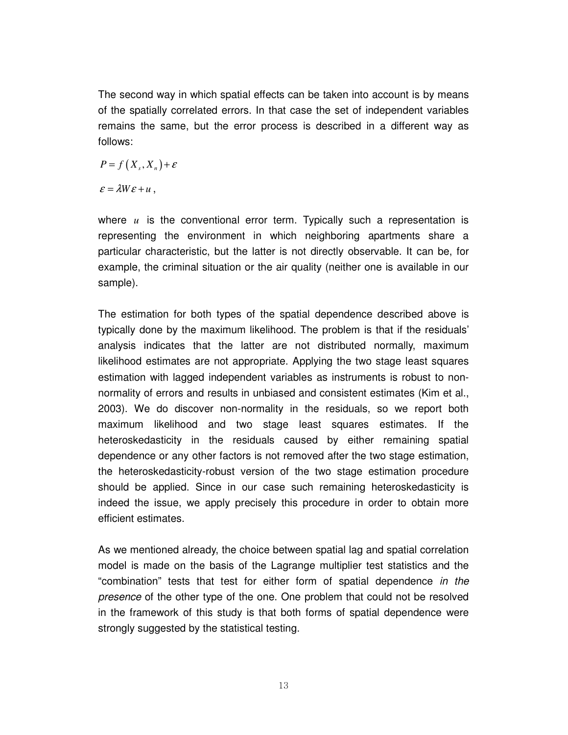The second way in which spatial effects can be taken into account is by means of the spatially correlated errors. In that case the set of independent variables remains the same, but the error process is described in a different way as follows:

$$P = f\left(X_s, X_n\right) + \varepsilon$$

$$\varepsilon = \lambda W \varepsilon + u \, ,$$

where $u$ is the conventional error term. Typically such a representation is representing the environment in which neighboring apartments share a particular characteristic, but the latter is not directly observable. It can be, for example, the criminal situation or the air quality (neither one is available in our sample).

The estimation for both types of the spatial dependence described above is typically done by the maximum likelihood. The problem is that if the residuals' analysis indicates that the latter are not distributed normally, maximum likelihood estimates are not appropriate. Applying the two stage least squares estimation with lagged independent variables as instruments is robust to non-normality of errors and results in unbiased and consistent estimates (Kim et al., 2003). We do discover non-normality in the residuals, so we report both maximum likelihood and two stage least squares estimates. If the heteroskedasticity in the residuals caused by either remaining spatial dependence or any other factors is not removed after the two stage estimation, the heteroskedasticity-robust version of the two stage estimation procedure should be applied. Since in our case such remaining heteroskedasticity is indeed the issue, we apply precisely this procedure in order to obtain more efficient estimates.

As we mentioned already, the choice between spatial lag and spatial correlation model is made on the basis of the Lagrange multiplier test statistics and the "combination" tests that test for either form of spatial dependence *in the presence* of the other type of the one. One problem that could not be resolved in the framework of this study is that both forms of spatial dependence were strongly suggested by the statistical testing.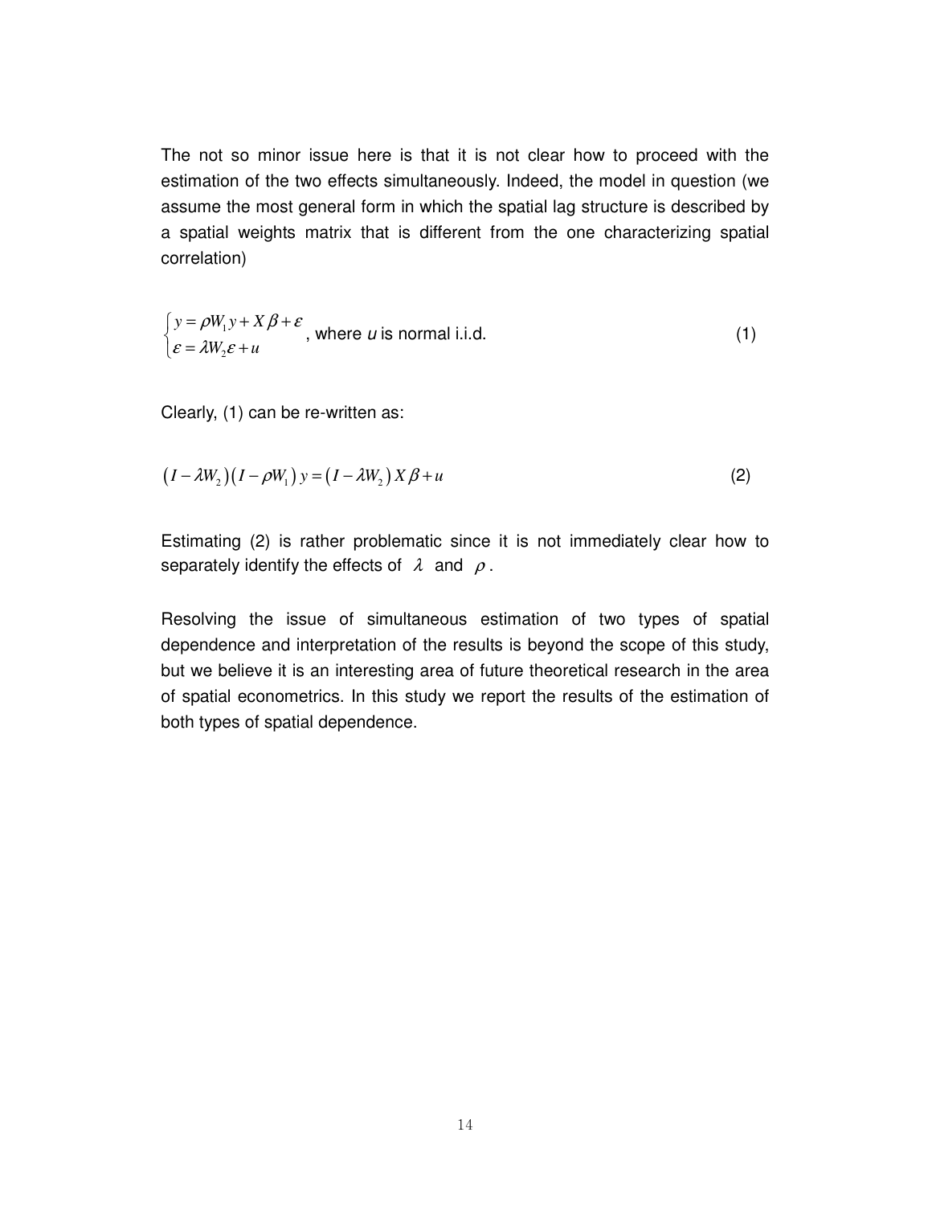The not so minor issue here is that it is not clear how to proceed with the estimation of the two effects simultaneously. Indeed, the model in question (we assume the most general form in which the spatial lag structure is described by a spatial weights matrix that is different from the one characterizing spatial correlation)

$$\begin{cases} y = \rho W_1 y + X\beta + \varepsilon \\ \varepsilon = \lambda W_2 \varepsilon + u \end{cases} \text{, where } u \text{ is normal i.i.d.} \tag{1}$$

Clearly, (1) can be re-written as:

$$\left(I - \lambda W_2\right)\left(I - \rho W_1\right) y = \left(I - \lambda W_2\right) X\beta + u \tag{2}$$

Estimating (2) is rather problematic since it is not immediately clear how to separately identify the effects of $\lambda$ and $\rho$.

Resolving the issue of simultaneous estimation of two types of spatial dependence and interpretation of the results is beyond the scope of this study, but we believe it is an interesting area of future theoretical research in the area of spatial econometrics. In this study we report the results of the estimation of both types of spatial dependence.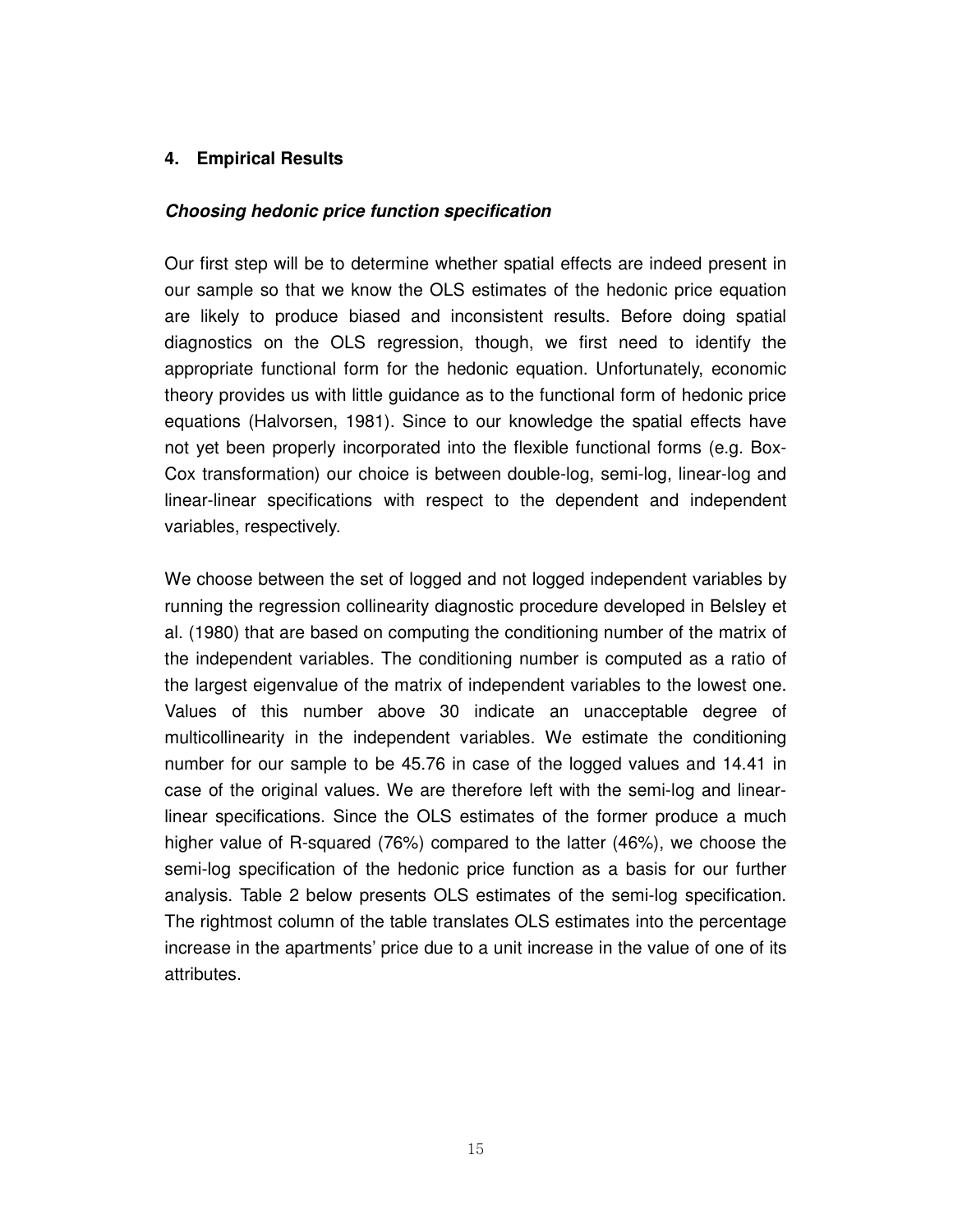## 4. Empirical Results

### *Choosing hedonic price function specification*

Our first step will be to determine whether spatial effects are indeed present in our sample so that we know the OLS estimates of the hedonic price equation are likely to produce biased and inconsistent results. Before doing spatial diagnostics on the OLS regression, though, we first need to identify the appropriate functional form for the hedonic equation. Unfortunately, economic theory provides us with little guidance as to the functional form of hedonic price equations (Halvorsen, 1981). Since to our knowledge the spatial effects have not yet been properly incorporated into the flexible functional forms (e.g. Box-Cox transformation) our choice is between double-log, semi-log, linear-log and linear-linear specifications with respect to the dependent and independent variables, respectively.

We choose between the set of logged and not logged independent variables by running the regression collinearity diagnostic procedure developed in Belsley et al. (1980) that are based on computing the conditioning number of the matrix of the independent variables. The conditioning number is computed as a ratio of the largest eigenvalue of the matrix of independent variables to the lowest one. Values of this number above 30 indicate an unacceptable degree of multicollinearity in the independent variables. We estimate the conditioning number for our sample to be 45.76 in case of the logged values and 14.41 in case of the original values. We are therefore left with the semi-log and linear-linear specifications. Since the OLS estimates of the former produce a much higher value of R-squared (76%) compared to the latter (46%), we choose the semi-log specification of the hedonic price function as a basis for our further analysis. Table 2 below presents OLS estimates of the semi-log specification. The rightmost column of the table translates OLS estimates into the percentage increase in the apartments' price due to a unit increase in the value of one of its attributes.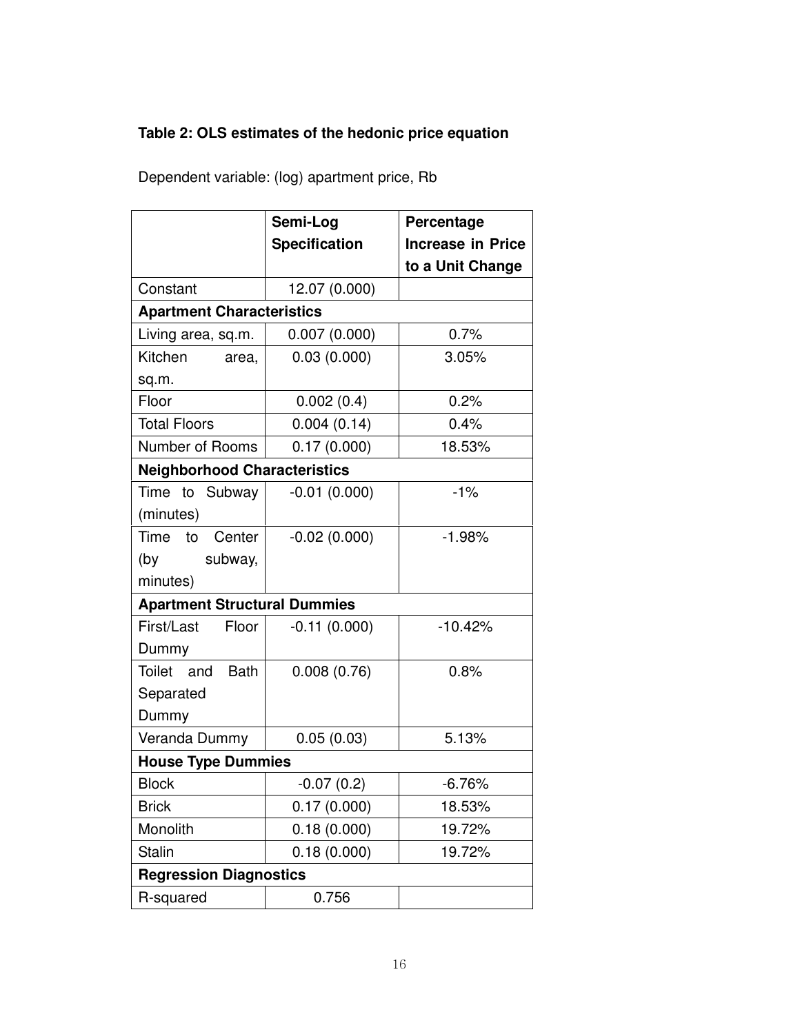**Table 2: OLS estimates of the hedonic price equation**

Dependent variable: (log) apartment price, Rb

| | **Semi-Log Specification** | **Percentage Increase in Price to a Unit Change** |
|---|---|---|
| Constant | 12.07 (0.000) | |
| **Apartment Characteristics** | | |
| Living area, sq.m. | 0.007 (0.000) | 0.7% |
| Kitchen area, sq.m. | 0.03 (0.000) | 3.05% |
| Floor | 0.002 (0.4) | 0.2% |
| Total Floors | 0.004 (0.14) | 0.4% |
| Number of Rooms | 0.17 (0.000) | 18.53% |
| **Neighborhood Characteristics** | | |
| Time to Subway (minutes) | -0.01 (0.000) | -1% |
| Time to Center (by subway, minutes) | -0.02 (0.000) | -1.98% |
| **Apartment Structural Dummies** | | |
| First/Last Floor Dummy | -0.11 (0.000) | -10.42% |
| Toilet and Bath Separated Dummy | 0.008 (0.76) | 0.8% |
| Veranda Dummy | 0.05 (0.03) | 5.13% |
| **House Type Dummies** | | |
| Block | -0.07 (0.2) | -6.76% |
| Brick | 0.17 (0.000) | 18.53% |
| Monolith | 0.18 (0.000) | 19.72% |
| Stalin | 0.18 (0.000) | 19.72% |
| **Regression Diagnostics** | | |
| R-squared | 0.756 | |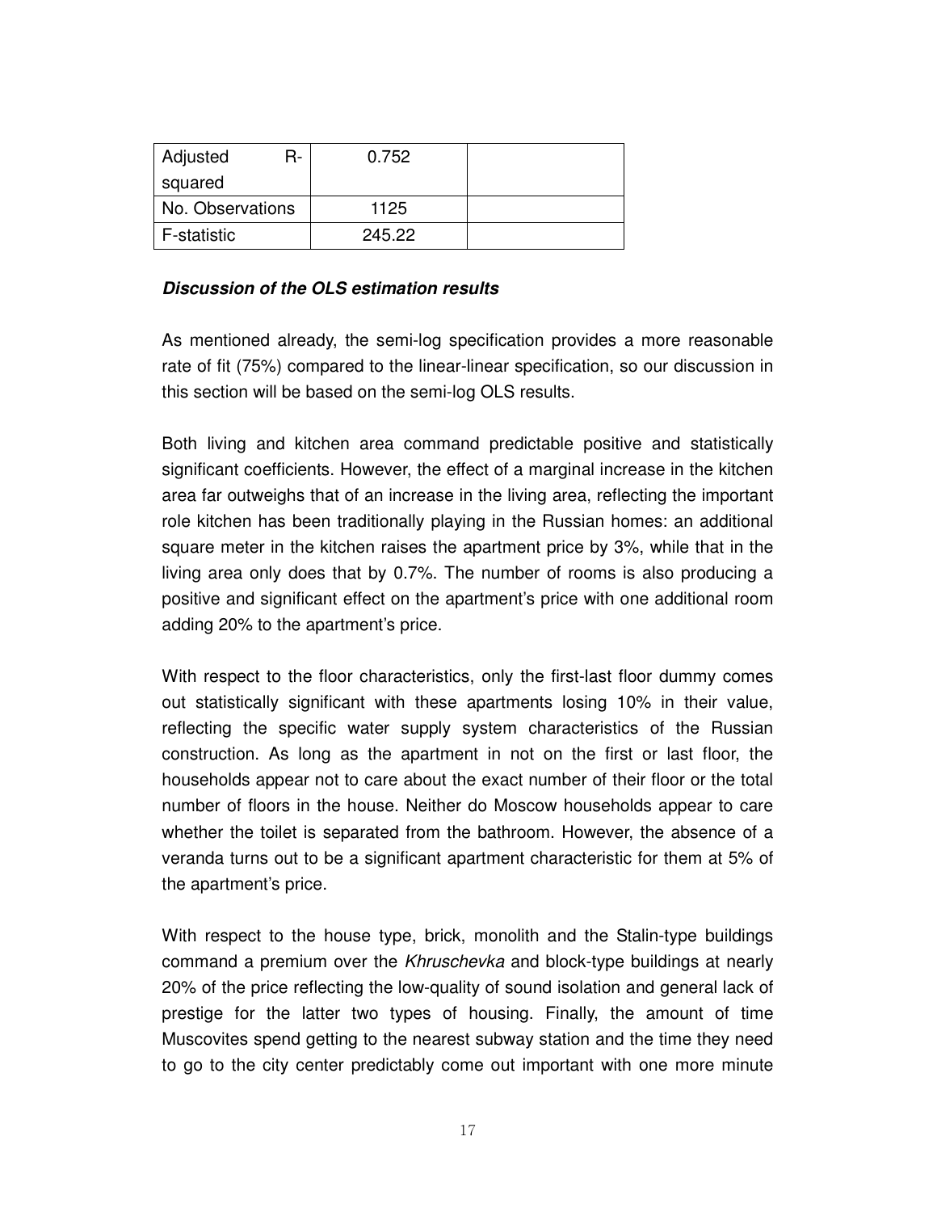| Adjusted R-squared | 0.752 | |
|---|---|---|
| No. Observations | 1125 | |
| F-statistic | 245.22 | |

***Discussion of the OLS estimation results***

As mentioned already, the semi-log specification provides a more reasonable rate of fit (75%) compared to the linear-linear specification, so our discussion in this section will be based on the semi-log OLS results.

Both living and kitchen area command predictable positive and statistically significant coefficients. However, the effect of a marginal increase in the kitchen area far outweighs that of an increase in the living area, reflecting the important role kitchen has been traditionally playing in the Russian homes: an additional square meter in the kitchen raises the apartment price by 3%, while that in the living area only does that by 0.7%. The number of rooms is also producing a positive and significant effect on the apartment's price with one additional room adding 20% to the apartment's price.

With respect to the floor characteristics, only the first-last floor dummy comes out statistically significant with these apartments losing 10% in their value, reflecting the specific water supply system characteristics of the Russian construction. As long as the apartment in not on the first or last floor, the households appear not to care about the exact number of their floor or the total number of floors in the house. Neither do Moscow households appear to care whether the toilet is separated from the bathroom. However, the absence of a veranda turns out to be a significant apartment characteristic for them at 5% of the apartment's price.

With respect to the house type, brick, monolith and the Stalin-type buildings command a premium over the *Khruschevka* and block-type buildings at nearly 20% of the price reflecting the low-quality of sound isolation and general lack of prestige for the latter two types of housing. Finally, the amount of time Muscovites spend getting to the nearest subway station and the time they need to go to the city center predictably come out important with one more minute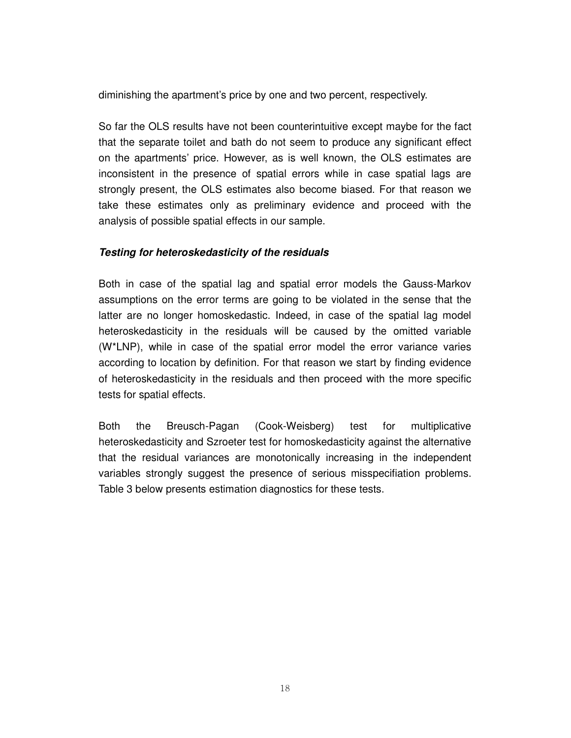diminishing the apartment's price by one and two percent, respectively.

So far the OLS results have not been counterintuitive except maybe for the fact that the separate toilet and bath do not seem to produce any significant effect on the apartments' price. However, as is well known, the OLS estimates are inconsistent in the presence of spatial errors while in case spatial lags are strongly present, the OLS estimates also become biased. For that reason we take these estimates only as preliminary evidence and proceed with the analysis of possible spatial effects in our sample.

***Testing for heteroskedasticity of the residuals***

Both in case of the spatial lag and spatial error models the Gauss-Markov assumptions on the error terms are going to be violated in the sense that the latter are no longer homoskedastic. Indeed, in case of the spatial lag model heteroskedasticity in the residuals will be caused by the omitted variable (W*LNP), while in case of the spatial error model the error variance varies according to location by definition. For that reason we start by finding evidence of heteroskedasticity in the residuals and then proceed with the more specific tests for spatial effects.

Both the Breusch-Pagan (Cook-Weisberg) test for multiplicative heteroskedasticity and Szroeter test for homoskedasticity against the alternative that the residual variances are monotonically increasing in the independent variables strongly suggest the presence of serious misspecifiation problems. Table 3 below presents estimation diagnostics for these tests.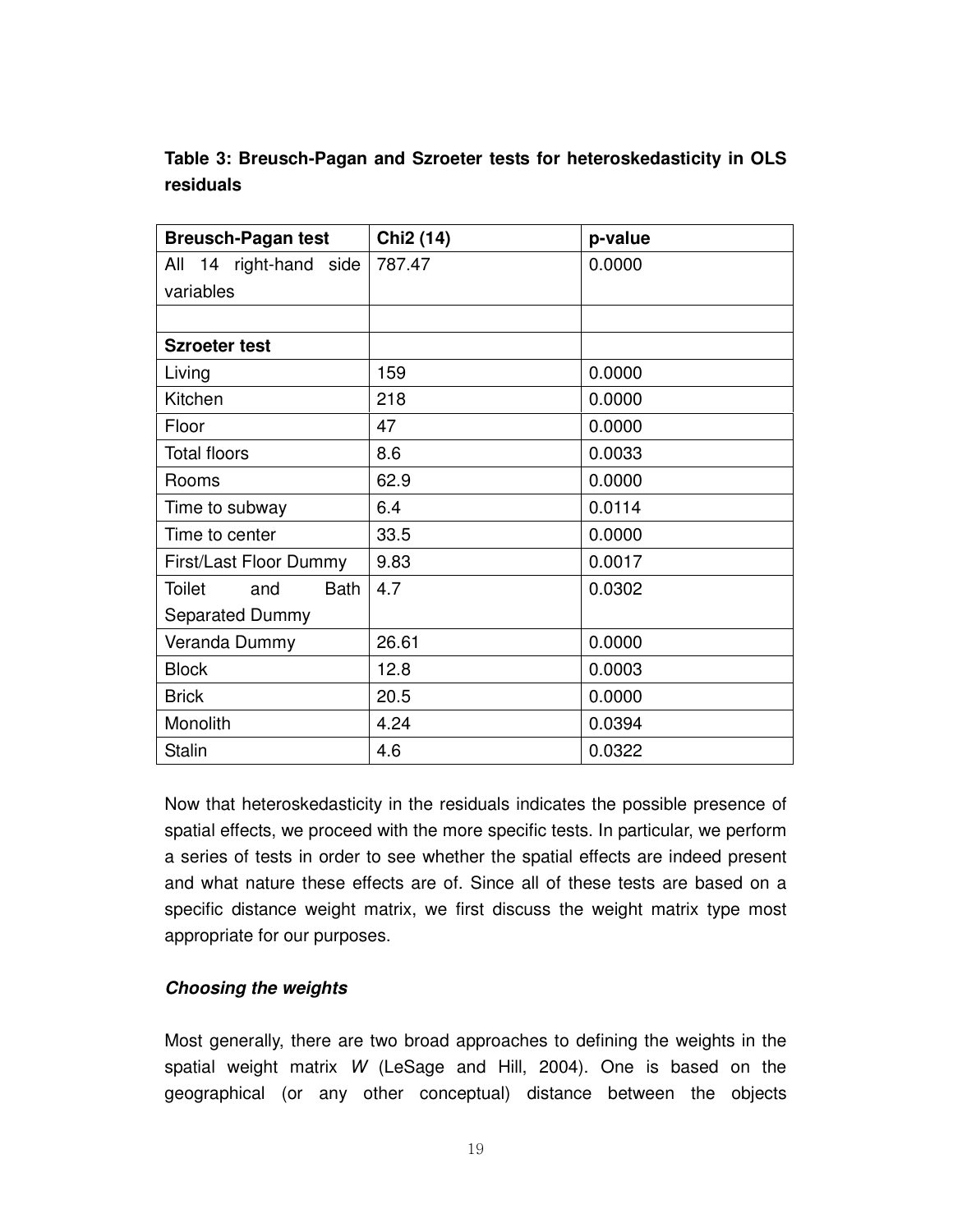**Table 3: Breusch-Pagan and Szroeter tests for heteroskedasticity in OLS residuals**

| **Breusch-Pagan test** | **Chi2 (14)** | **p-value** |
|---|---|---|
| All 14 right-hand side variables | 787.47 | 0.0000 |
| | | |
| **Szroeter test** | | |
| Living | 159 | 0.0000 |
| Kitchen | 218 | 0.0000 |
| Floor | 47 | 0.0000 |
| Total floors | 8.6 | 0.0033 |
| Rooms | 62.9 | 0.0000 |
| Time to subway | 6.4 | 0.0114 |
| Time to center | 33.5 | 0.0000 |
| First/Last Floor Dummy | 9.83 | 0.0017 |
| Toilet and Bath Separated Dummy | 4.7 | 0.0302 |
| Veranda Dummy | 26.61 | 0.0000 |
| Block | 12.8 | 0.0003 |
| Brick | 20.5 | 0.0000 |
| Monolith | 4.24 | 0.0394 |
| Stalin | 4.6 | 0.0322 |

Now that heteroskedasticity in the residuals indicates the possible presence of spatial effects, we proceed with the more specific tests. In particular, we perform a series of tests in order to see whether the spatial effects are indeed present and what nature these effects are of. Since all of these tests are based on a specific distance weight matrix, we first discuss the weight matrix type most appropriate for our purposes.

***Choosing the weights***

Most generally, there are two broad approaches to defining the weights in the spatial weight matrix *W* (LeSage and Hill, 2004). One is based on the geographical (or any other conceptual) distance between the objects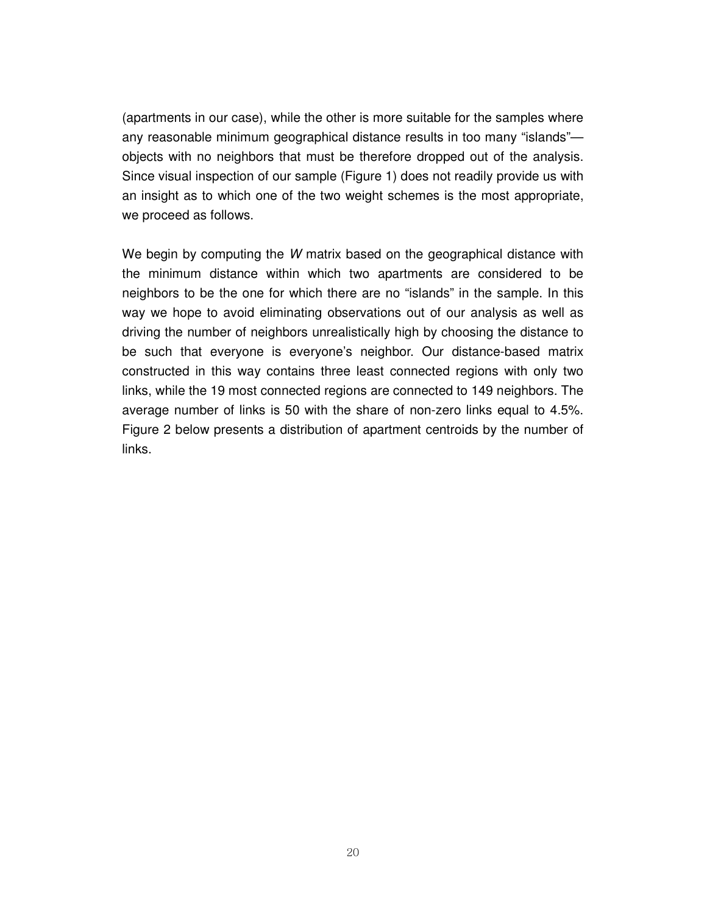(apartments in our case), while the other is more suitable for the samples where any reasonable minimum geographical distance results in too many “islands”—objects with no neighbors that must be therefore dropped out of the analysis. Since visual inspection of our sample (Figure 1) does not readily provide us with an insight as to which one of the two weight schemes is the most appropriate, we proceed as follows.

We begin by computing the $W$ matrix based on the geographical distance with the minimum distance within which two apartments are considered to be neighbors to be the one for which there are no “islands” in the sample. In this way we hope to avoid eliminating observations out of our analysis as well as driving the number of neighbors unrealistically high by choosing the distance to be such that everyone is everyone’s neighbor. Our distance-based matrix constructed in this way contains three least connected regions with only two links, while the 19 most connected regions are connected to 149 neighbors. The average number of links is 50 with the share of non-zero links equal to 4.5%. Figure 2 below presents a distribution of apartment centroids by the number of links.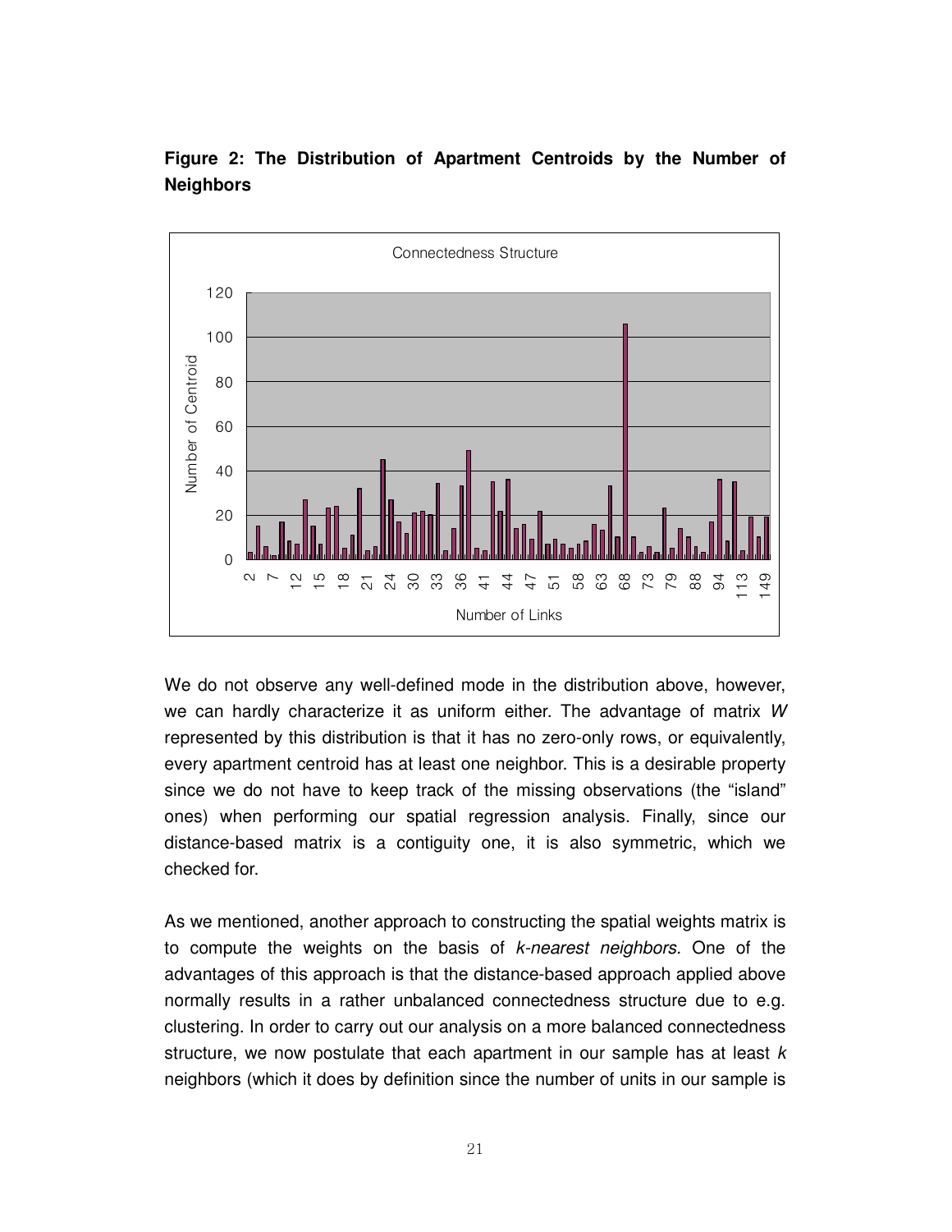**Figure 2: The Distribution of Apartment Centroids by the Number of Neighbors**

We do not observe any well-defined mode in the distribution above, however, we can hardly characterize it as uniform either. The advantage of matrix $W$ represented by this distribution is that it has no zero-only rows, or equivalently, every apartment centroid has at least one neighbor. This is a desirable property since we do not have to keep track of the missing observations (the "island" ones) when performing our spatial regression analysis. Finally, since our distance-based matrix is a contiguity one, it is also symmetric, which we checked for.

As we mentioned, another approach to constructing the spatial weights matrix is to compute the weights on the basis of *k-nearest neighbors.* One of the advantages of this approach is that the distance-based approach applied above normally results in a rather unbalanced connectedness structure due to e.g. clustering. In order to carry out our analysis on a more balanced connectedness structure, we now postulate that each apartment in our sample has at least $k$ neighbors (which it does by definition since the number of units in our sample is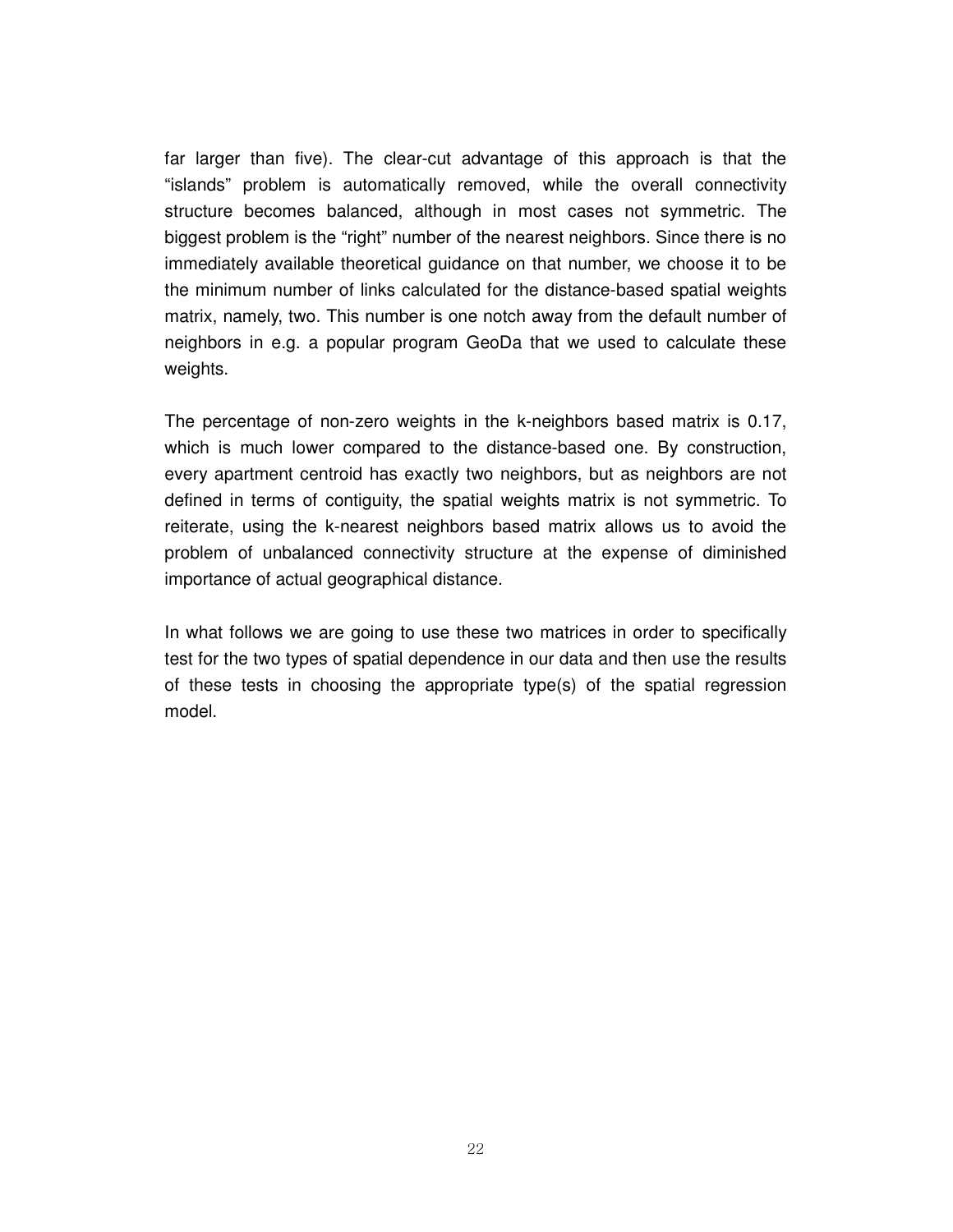far larger than five). The clear-cut advantage of this approach is that the "islands" problem is automatically removed, while the overall connectivity structure becomes balanced, although in most cases not symmetric. The biggest problem is the "right" number of the nearest neighbors. Since there is no immediately available theoretical guidance on that number, we choose it to be the minimum number of links calculated for the distance-based spatial weights matrix, namely, two. This number is one notch away from the default number of neighbors in e.g. a popular program GeoDa that we used to calculate these weights.

The percentage of non-zero weights in the k-neighbors based matrix is 0.17, which is much lower compared to the distance-based one. By construction, every apartment centroid has exactly two neighbors, but as neighbors are not defined in terms of contiguity, the spatial weights matrix is not symmetric. To reiterate, using the k-nearest neighbors based matrix allows us to avoid the problem of unbalanced connectivity structure at the expense of diminished importance of actual geographical distance.

In what follows we are going to use these two matrices in order to specifically test for the two types of spatial dependence in our data and then use the results of these tests in choosing the appropriate type(s) of the spatial regression model.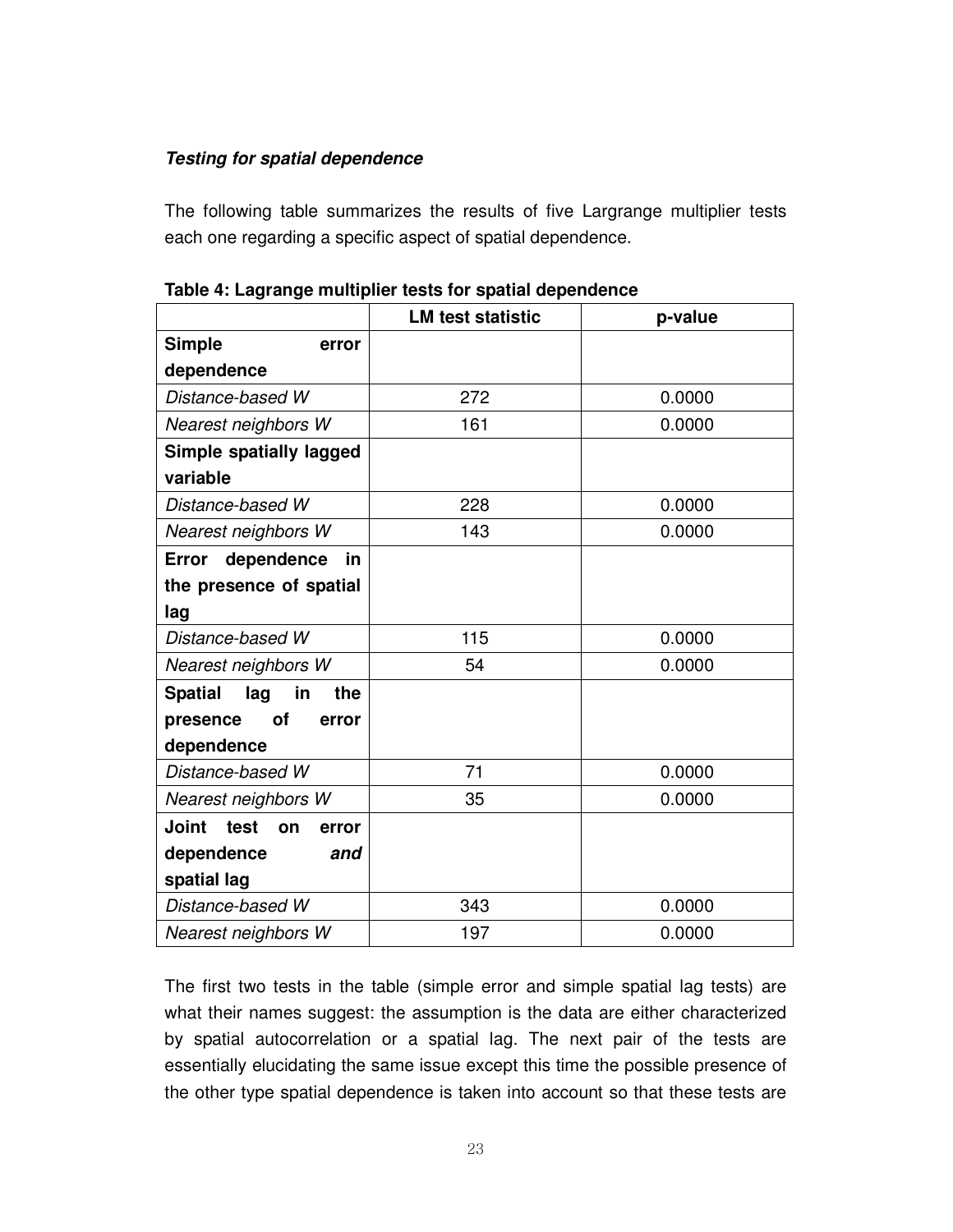***Testing for spatial dependence***

The following table summarizes the results of five Largrange multiplier tests each one regarding a specific aspect of spatial dependence.

**Table 4: Lagrange multiplier tests for spatial dependence**

| | **LM test statistic** | **p-value** |
|---|---|---|
| **Simple error dependence** | | |
| *Distance-based W* | 272 | 0.0000 |
| *Nearest neighbors W* | 161 | 0.0000 |
| **Simple spatially lagged variable** | | |
| *Distance-based W* | 228 | 0.0000 |
| *Nearest neighbors W* | 143 | 0.0000 |
| **Error dependence in the presence of spatial lag** | | |
| *Distance-based W* | 115 | 0.0000 |
| *Nearest neighbors W* | 54 | 0.0000 |
| **Spatial lag in the presence of error dependence** | | |
| *Distance-based W* | 71 | 0.0000 |
| *Nearest neighbors W* | 35 | 0.0000 |
| **Joint test on error dependence *and* spatial lag** | | |
| *Distance-based W* | 343 | 0.0000 |
| *Nearest neighbors W* | 197 | 0.0000 |

The first two tests in the table (simple error and simple spatial lag tests) are what their names suggest: the assumption is the data are either characterized by spatial autocorrelation or a spatial lag. The next pair of the tests are essentially elucidating the same issue except this time the possible presence of the other type spatial dependence is taken into account so that these tests are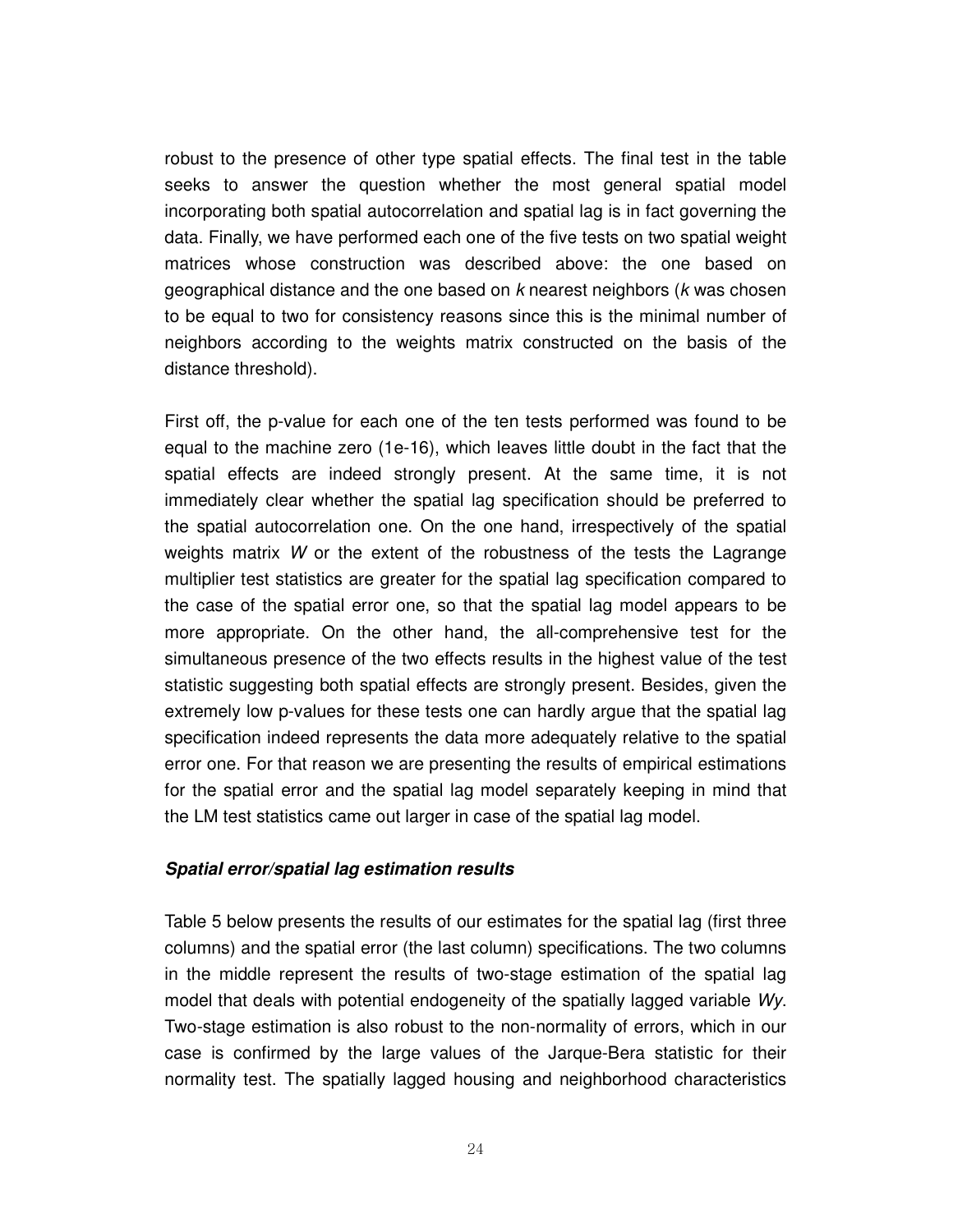robust to the presence of other type spatial effects. The final test in the table seeks to answer the question whether the most general spatial model incorporating both spatial autocorrelation and spatial lag is in fact governing the data. Finally, we have performed each one of the five tests on two spatial weight matrices whose construction was described above: the one based on geographical distance and the one based on *k* nearest neighbors (*k* was chosen to be equal to two for consistency reasons since this is the minimal number of neighbors according to the weights matrix constructed on the basis of the distance threshold).

First off, the p-value for each one of the ten tests performed was found to be equal to the machine zero (1e-16), which leaves little doubt in the fact that the spatial effects are indeed strongly present. At the same time, it is not immediately clear whether the spatial lag specification should be preferred to the spatial autocorrelation one. On the one hand, irrespectively of the spatial weights matrix $W$ or the extent of the robustness of the tests the Lagrange multiplier test statistics are greater for the spatial lag specification compared to the case of the spatial error one, so that the spatial lag model appears to be more appropriate. On the other hand, the all-comprehensive test for the simultaneous presence of the two effects results in the highest value of the test statistic suggesting both spatial effects are strongly present. Besides, given the extremely low p-values for these tests one can hardly argue that the spatial lag specification indeed represents the data more adequately relative to the spatial error one. For that reason we are presenting the results of empirical estimations for the spatial error and the spatial lag model separately keeping in mind that the LM test statistics came out larger in case of the spatial lag model.

### *Spatial error/spatial lag estimation results*

Table 5 below presents the results of our estimates for the spatial lag (first three columns) and the spatial error (the last column) specifications. The two columns in the middle represent the results of two-stage estimation of the spatial lag model that deals with potential endogeneity of the spatially lagged variable $Wy$. Two-stage estimation is also robust to the non-normality of errors, which in our case is confirmed by the large values of the Jarque-Bera statistic for their normality test. The spatially lagged housing and neighborhood characteristics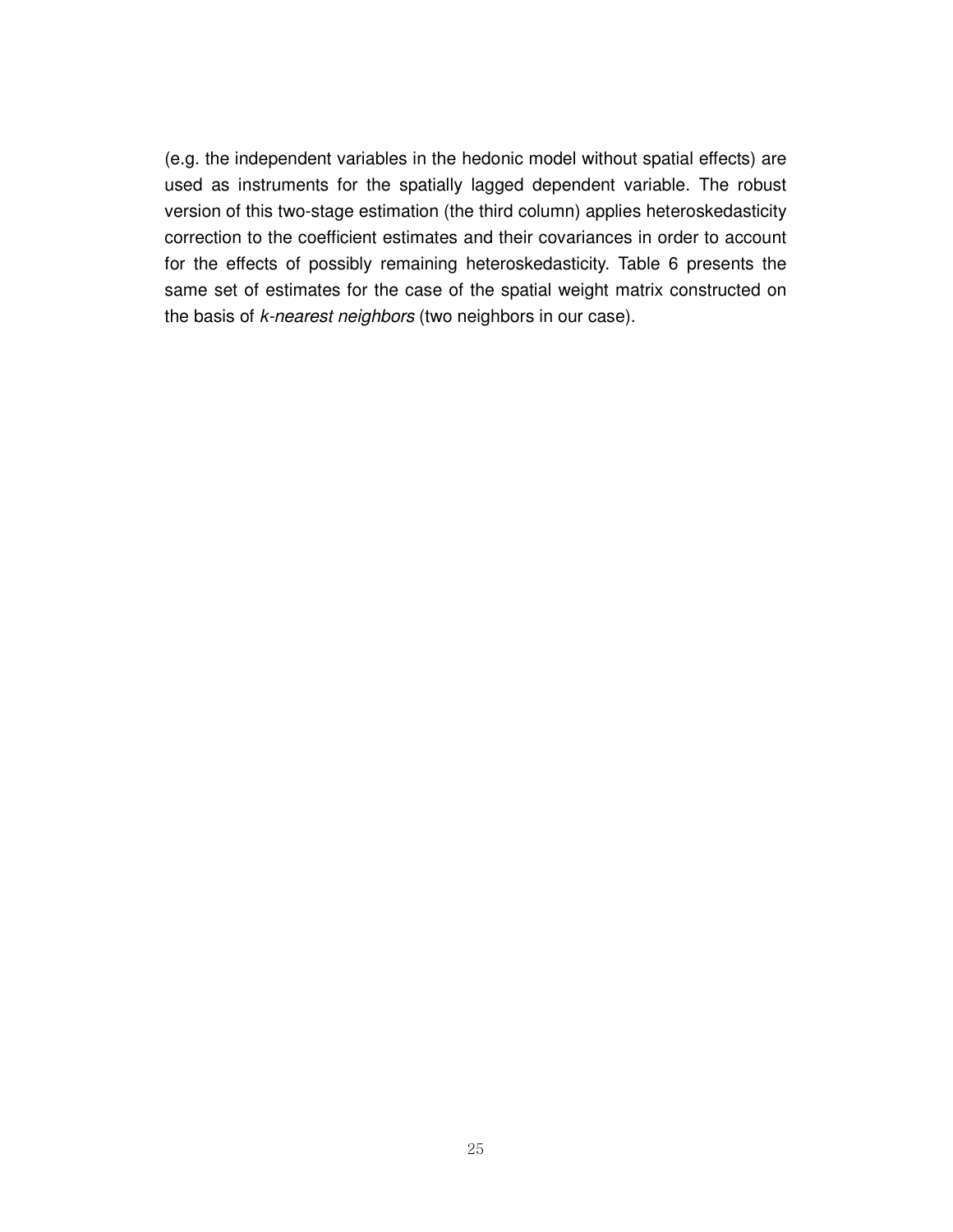(e.g. the independent variables in the hedonic model without spatial effects) are used as instruments for the spatially lagged dependent variable. The robust version of this two-stage estimation (the third column) applies heteroskedasticity correction to the coefficient estimates and their covariances in order to account for the effects of possibly remaining heteroskedasticity. Table 6 presents the same set of estimates for the case of the spatial weight matrix constructed on the basis of *k-nearest neighbors* (two neighbors in our case).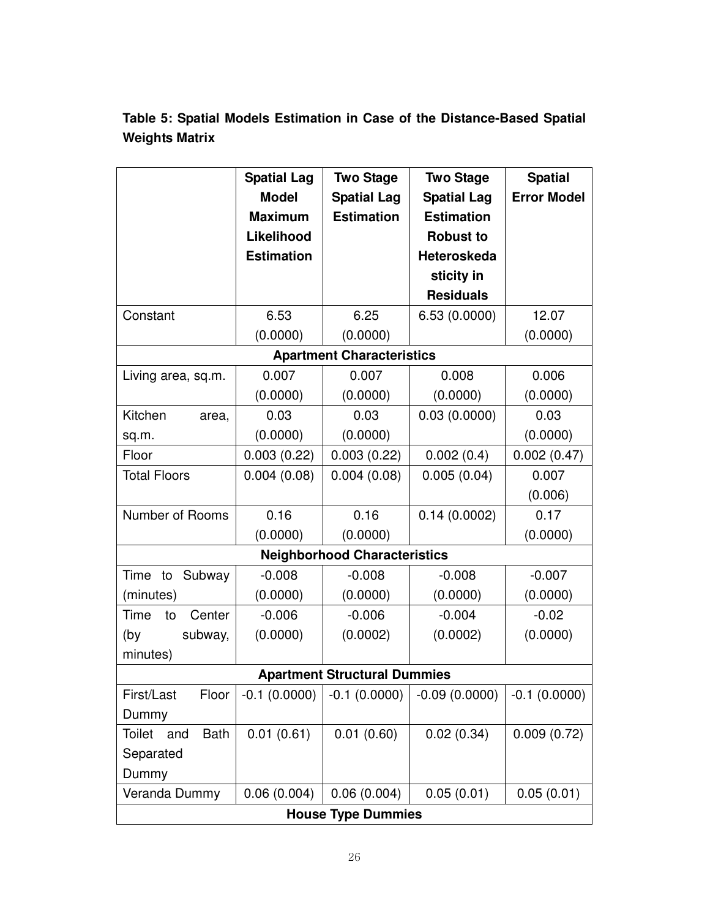**Table 5: Spatial Models Estimation in Case of the Distance-Based Spatial Weights Matrix**

| | Spatial Lag Model Maximum Likelihood Estimation | Two Stage Spatial Lag Estimation | Two Stage Spatial Lag Estimation Robust to Heteroskedasticity in Residuals | Spatial Error Model |
|---|---|---|---|---|
| Constant | 6.53 (0.0000) | 6.25 (0.0000) | 6.53 (0.0000) | 12.07 (0.0000) |
| **Apartment Characteristics** | | | | |
| Living area, sq.m. | 0.007 (0.0000) | 0.007 (0.0000) | 0.008 (0.0000) | 0.006 (0.0000) |
| Kitchen area, sq.m. | 0.03 (0.0000) | 0.03 (0.0000) | 0.03 (0.0000) | 0.03 (0.0000) |
| Floor | 0.003 (0.22) | 0.003 (0.22) | 0.002 (0.4) | 0.002 (0.47) |
| Total Floors | 0.004 (0.08) | 0.004 (0.08) | 0.005 (0.04) | 0.007 (0.006) |
| Number of Rooms | 0.16 (0.0000) | 0.16 (0.0000) | 0.14 (0.0002) | 0.17 (0.0000) |
| **Neighborhood Characteristics** | | | | |
| Time to Subway (minutes) | -0.008 (0.0000) | -0.008 (0.0000) | -0.008 (0.0000) | -0.007 (0.0000) |
| Time to Center (by subway, minutes) | -0.006 (0.0000) | -0.006 (0.0002) | -0.004 (0.0002) | -0.02 (0.0000) |
| **Apartment Structural Dummies** | | | | |
| First/Last Floor Dummy | -0.1 (0.0000) | -0.1 (0.0000) | -0.09 (0.0000) | -0.1 (0.0000) |
| Toilet and Bath Separated Dummy | 0.01 (0.61) | 0.01 (0.60) | 0.02 (0.34) | 0.009 (0.72) |
| Veranda Dummy | 0.06 (0.004) | 0.06 (0.004) | 0.05 (0.01) | 0.05 (0.01) |
| **House Type Dummies** | | | | |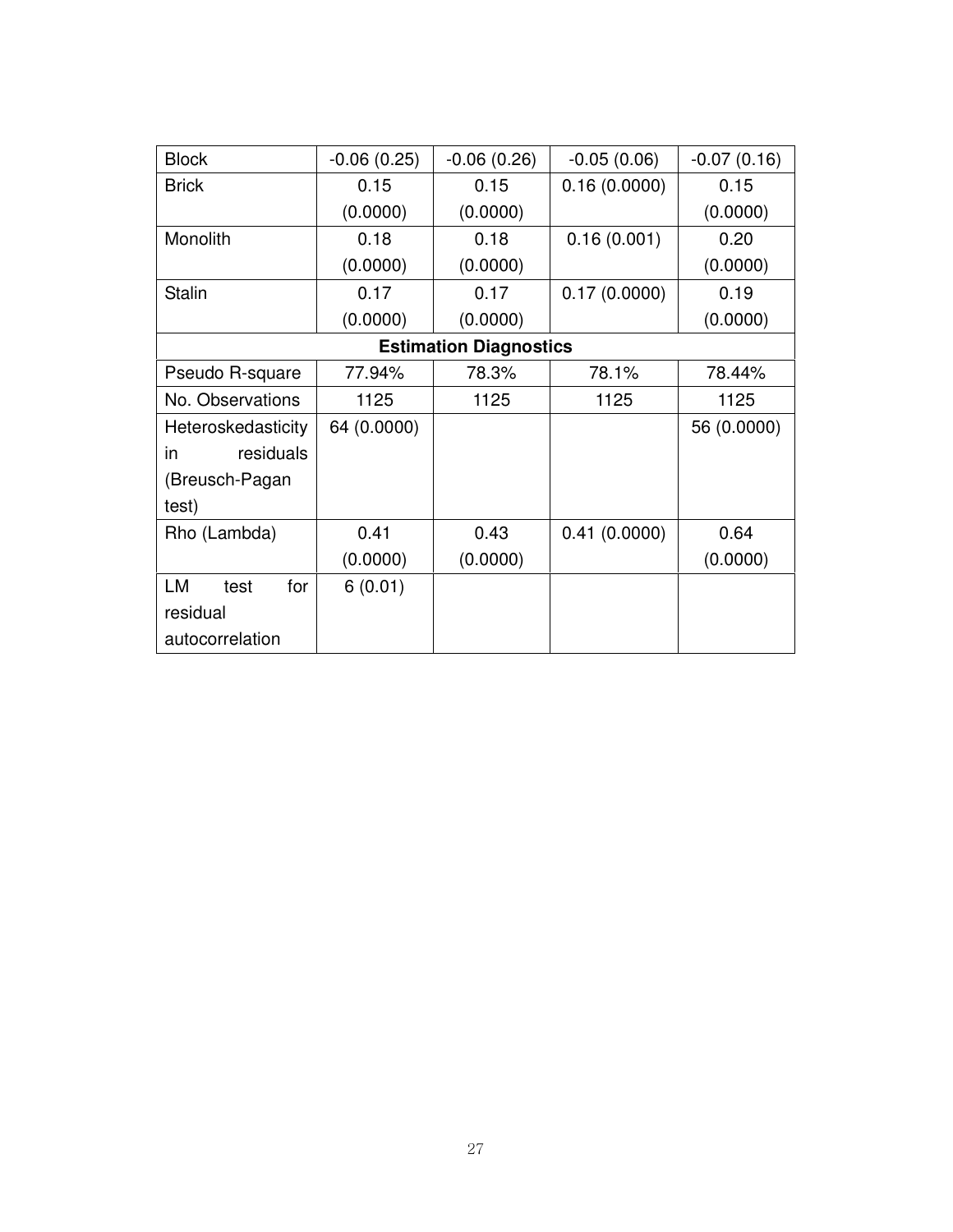| Block | -0.06 (0.25) | -0.06 (0.26) | -0.05 (0.06) | -0.07 (0.16) |
|---|---|---|---|---|
| Brick | 0.15 (0.0000) | 0.15 (0.0000) | 0.16 (0.0000) | 0.15 (0.0000) |
| Monolith | 0.18 (0.0000) | 0.18 (0.0000) | 0.16 (0.001) | 0.20 (0.0000) |
| Stalin | 0.17 (0.0000) | 0.17 (0.0000) | 0.17 (0.0000) | 0.19 (0.0000) |
| **Estimation Diagnostics** | | | | |
| Pseudo R-square | 77.94% | 78.3% | 78.1% | 78.44% |
| No. Observations | 1125 | 1125 | 1125 | 1125 |
| Heteroskedasticity in residuals (Breusch-Pagan test) | 64 (0.0000) | | | 56 (0.0000) |
| Rho (Lambda) | 0.41 (0.0000) | 0.43 (0.0000) | 0.41 (0.0000) | 0.64 (0.0000) |
| LM test for residual autocorrelation | 6 (0.01) | | | |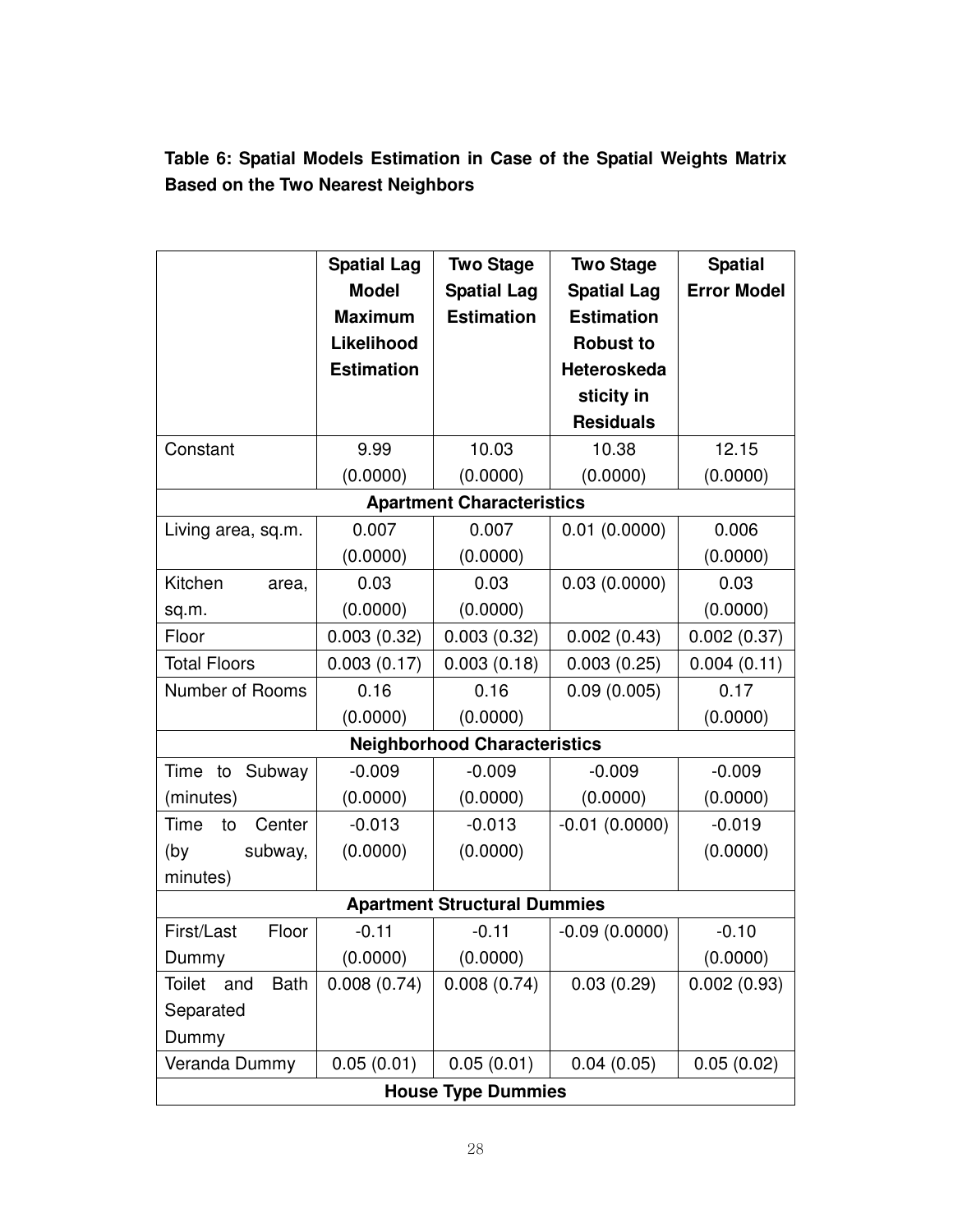**Table 6: Spatial Models Estimation in Case of the Spatial Weights Matrix Based on the Two Nearest Neighbors**

| | Spatial Lag Model Maximum Likelihood Estimation | Two Stage Spatial Lag Estimation | Two Stage Spatial Lag Estimation Robust to Heteroskedasticity in Residuals | Spatial Error Model |
|---|---|---|---|---|
| Constant | 9.99 (0.0000) | 10.03 (0.0000) | 10.38 (0.0000) | 12.15 (0.0000) |
| **Apartment Characteristics** | | | | |
| Living area, sq.m. | 0.007 (0.0000) | 0.007 (0.0000) | 0.01 (0.0000) | 0.006 (0.0000) |
| Kitchen area, sq.m. | 0.03 (0.0000) | 0.03 (0.0000) | 0.03 (0.0000) | 0.03 (0.0000) |
| Floor | 0.003 (0.32) | 0.003 (0.32) | 0.002 (0.43) | 0.002 (0.37) |
| Total Floors | 0.003 (0.17) | 0.003 (0.18) | 0.003 (0.25) | 0.004 (0.11) |
| Number of Rooms | 0.16 (0.0000) | 0.16 (0.0000) | 0.09 (0.005) | 0.17 (0.0000) |
| **Neighborhood Characteristics** | | | | |
| Time to Subway (minutes) | -0.009 (0.0000) | -0.009 (0.0000) | -0.009 (0.0000) | -0.009 (0.0000) |
| Time to Center (by subway, minutes) | -0.013 (0.0000) | -0.013 (0.0000) | -0.01 (0.0000) | -0.019 (0.0000) |
| **Apartment Structural Dummies** | | | | |
| First/Last Floor Dummy | -0.11 (0.0000) | -0.11 (0.0000) | -0.09 (0.0000) | -0.10 (0.0000) |
| Toilet and Bath Separated Dummy | 0.008 (0.74) | 0.008 (0.74) | 0.03 (0.29) | 0.002 (0.93) |
| Veranda Dummy | 0.05 (0.01) | 0.05 (0.01) | 0.04 (0.05) | 0.05 (0.02) |
| **House Type Dummies** | | | | |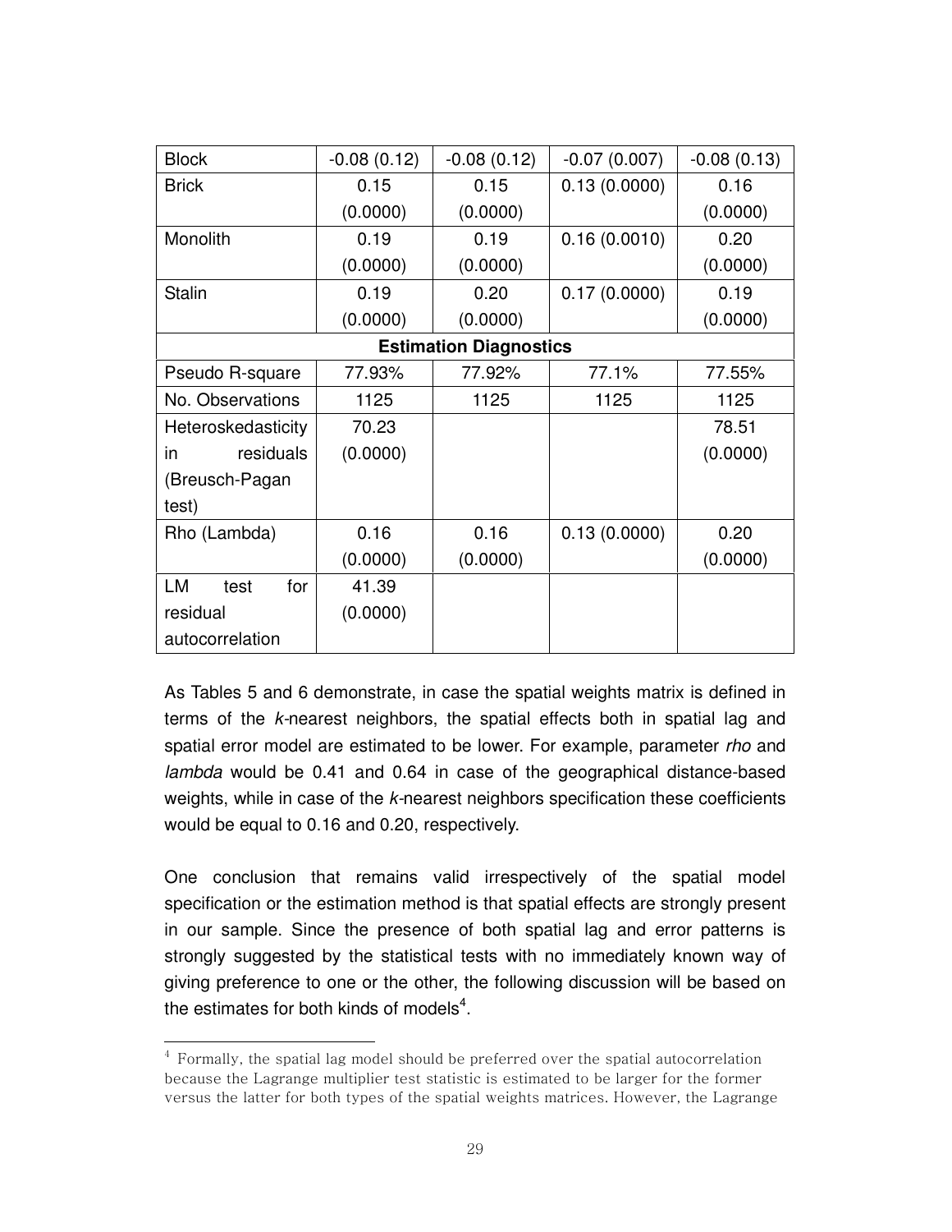| | | | | |
|---|---|---|---|---|
| Block | -0.08 (0.12) | -0.08 (0.12) | -0.07 (0.007) | -0.08 (0.13) |
| Brick | 0.15 (0.0000) | 0.15 (0.0000) | 0.13 (0.0000) | 0.16 (0.0000) |
| Monolith | 0.19 (0.0000) | 0.19 (0.0000) | 0.16 (0.0010) | 0.20 (0.0000) |
| Stalin | 0.19 (0.0000) | 0.20 (0.0000) | 0.17 (0.0000) | 0.19 (0.0000) |
| **Estimation Diagnostics** | | | | |
| Pseudo R-square | 77.93% | 77.92% | 77.1% | 77.55% |
| No. Observations | 1125 | 1125 | 1125 | 1125 |
| Heteroskedasticity in residuals (Breusch-Pagan test) | 70.23 (0.0000) | | | 78.51 (0.0000) |
| Rho (Lambda) | 0.16 (0.0000) | 0.16 (0.0000) | 0.13 (0.0000) | 0.20 (0.0000) |
| LM test for residual autocorrelation | 41.39 (0.0000) | | | |

As Tables 5 and 6 demonstrate, in case the spatial weights matrix is defined in terms of the *k*-nearest neighbors, the spatial effects both in spatial lag and spatial error model are estimated to be lower. For example, parameter *rho* and *lambda* would be 0.41 and 0.64 in case of the geographical distance-based weights, while in case of the *k*-nearest neighbors specification these coefficients would be equal to 0.16 and 0.20, respectively.

One conclusion that remains valid irrespectively of the spatial model specification or the estimation method is that spatial effects are strongly present in our sample. Since the presence of both spatial lag and error patterns is strongly suggested by the statistical tests with no immediately known way of giving preference to one or the other, the following discussion will be based on the estimates for both kinds of models[4].

[4] Formally, the spatial lag model should be preferred over the spatial autocorrelation because the Lagrange multiplier test statistic is estimated to be larger for the former versus the latter for both types of the spatial weights matrices. However, the Lagrange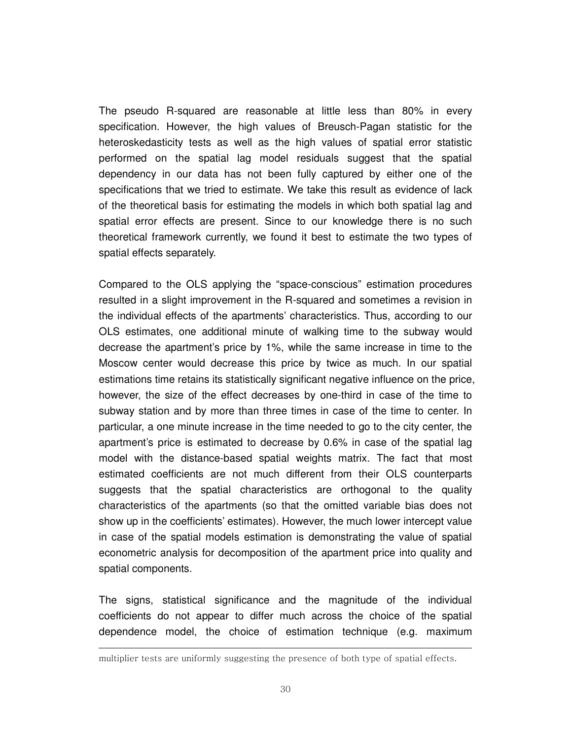The pseudo R-squared are reasonable at little less than 80% in every specification. However, the high values of Breusch-Pagan statistic for the heteroskedasticity tests as well as the high values of spatial error statistic performed on the spatial lag model residuals suggest that the spatial dependency in our data has not been fully captured by either one of the specifications that we tried to estimate. We take this result as evidence of lack of the theoretical basis for estimating the models in which both spatial lag and spatial error effects are present. Since to our knowledge there is no such theoretical framework currently, we found it best to estimate the two types of spatial effects separately.

Compared to the OLS applying the "space-conscious" estimation procedures resulted in a slight improvement in the R-squared and sometimes a revision in the individual effects of the apartments' characteristics. Thus, according to our OLS estimates, one additional minute of walking time to the subway would decrease the apartment's price by 1%, while the same increase in time to the Moscow center would decrease this price by twice as much. In our spatial estimations time retains its statistically significant negative influence on the price, however, the size of the effect decreases by one-third in case of the time to subway station and by more than three times in case of the time to center. In particular, a one minute increase in the time needed to go to the city center, the apartment's price is estimated to decrease by 0.6% in case of the spatial lag model with the distance-based spatial weights matrix. The fact that most estimated coefficients are not much different from their OLS counterparts suggests that the spatial characteristics are orthogonal to the quality characteristics of the apartments (so that the omitted variable bias does not show up in the coefficients' estimates). However, the much lower intercept value in case of the spatial models estimation is demonstrating the value of spatial econometric analysis for decomposition of the apartment price into quality and spatial components.

The signs, statistical significance and the magnitude of the individual coefficients do not appear to differ much across the choice of the spatial dependence model, the choice of estimation technique (e.g. maximum

---

multiplier tests are uniformly suggesting the presence of both type of spatial effects.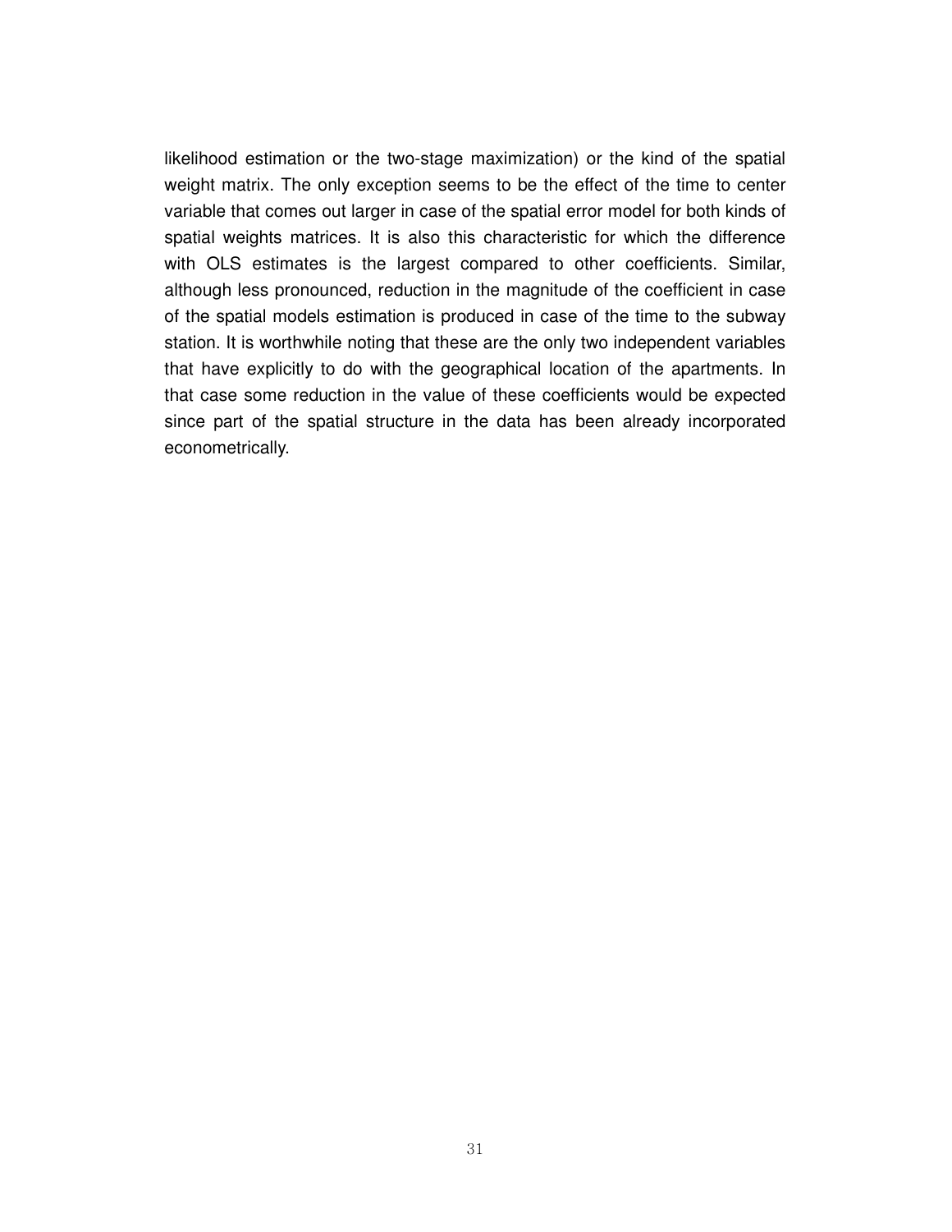likelihood estimation or the two-stage maximization) or the kind of the spatial weight matrix. The only exception seems to be the effect of the time to center variable that comes out larger in case of the spatial error model for both kinds of spatial weights matrices. It is also this characteristic for which the difference with OLS estimates is the largest compared to other coefficients. Similar, although less pronounced, reduction in the magnitude of the coefficient in case of the spatial models estimation is produced in case of the time to the subway station. It is worthwhile noting that these are the only two independent variables that have explicitly to do with the geographical location of the apartments. In that case some reduction in the value of these coefficients would be expected since part of the spatial structure in the data has been already incorporated econometrically.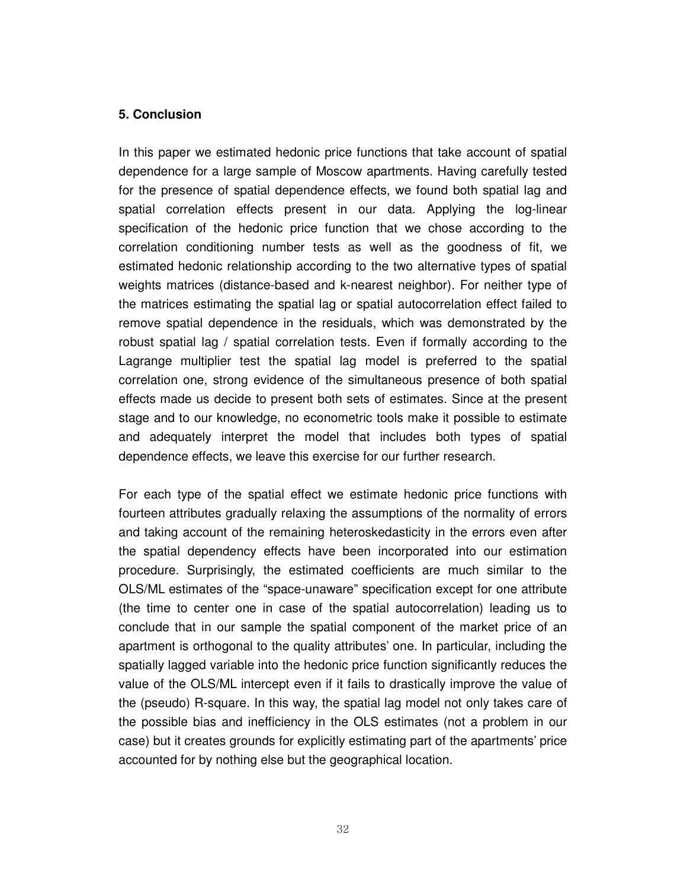### 5. Conclusion

In this paper we estimated hedonic price functions that take account of spatial dependence for a large sample of Moscow apartments. Having carefully tested for the presence of spatial dependence effects, we found both spatial lag and spatial correlation effects present in our data. Applying the log-linear specification of the hedonic price function that we chose according to the correlation conditioning number tests as well as the goodness of fit, we estimated hedonic relationship according to the two alternative types of spatial weights matrices (distance-based and k-nearest neighbor). For neither type of the matrices estimating the spatial lag or spatial autocorrelation effect failed to remove spatial dependence in the residuals, which was demonstrated by the robust spatial lag / spatial correlation tests. Even if formally according to the Lagrange multiplier test the spatial lag model is preferred to the spatial correlation one, strong evidence of the simultaneous presence of both spatial effects made us decide to present both sets of estimates. Since at the present stage and to our knowledge, no econometric tools make it possible to estimate and adequately interpret the model that includes both types of spatial dependence effects, we leave this exercise for our further research.

For each type of the spatial effect we estimate hedonic price functions with fourteen attributes gradually relaxing the assumptions of the normality of errors and taking account of the remaining heteroskedasticity in the errors even after the spatial dependency effects have been incorporated into our estimation procedure. Surprisingly, the estimated coefficients are much similar to the OLS/ML estimates of the "space-unaware" specification except for one attribute (the time to center one in case of the spatial autocorrelation) leading us to conclude that in our sample the spatial component of the market price of an apartment is orthogonal to the quality attributes' one. In particular, including the spatially lagged variable into the hedonic price function significantly reduces the value of the OLS/ML intercept even if it fails to drastically improve the value of the (pseudo) R-square. In this way, the spatial lag model not only takes care of the possible bias and inefficiency in the OLS estimates (not a problem in our case) but it creates grounds for explicitly estimating part of the apartments' price accounted for by nothing else but the geographical location.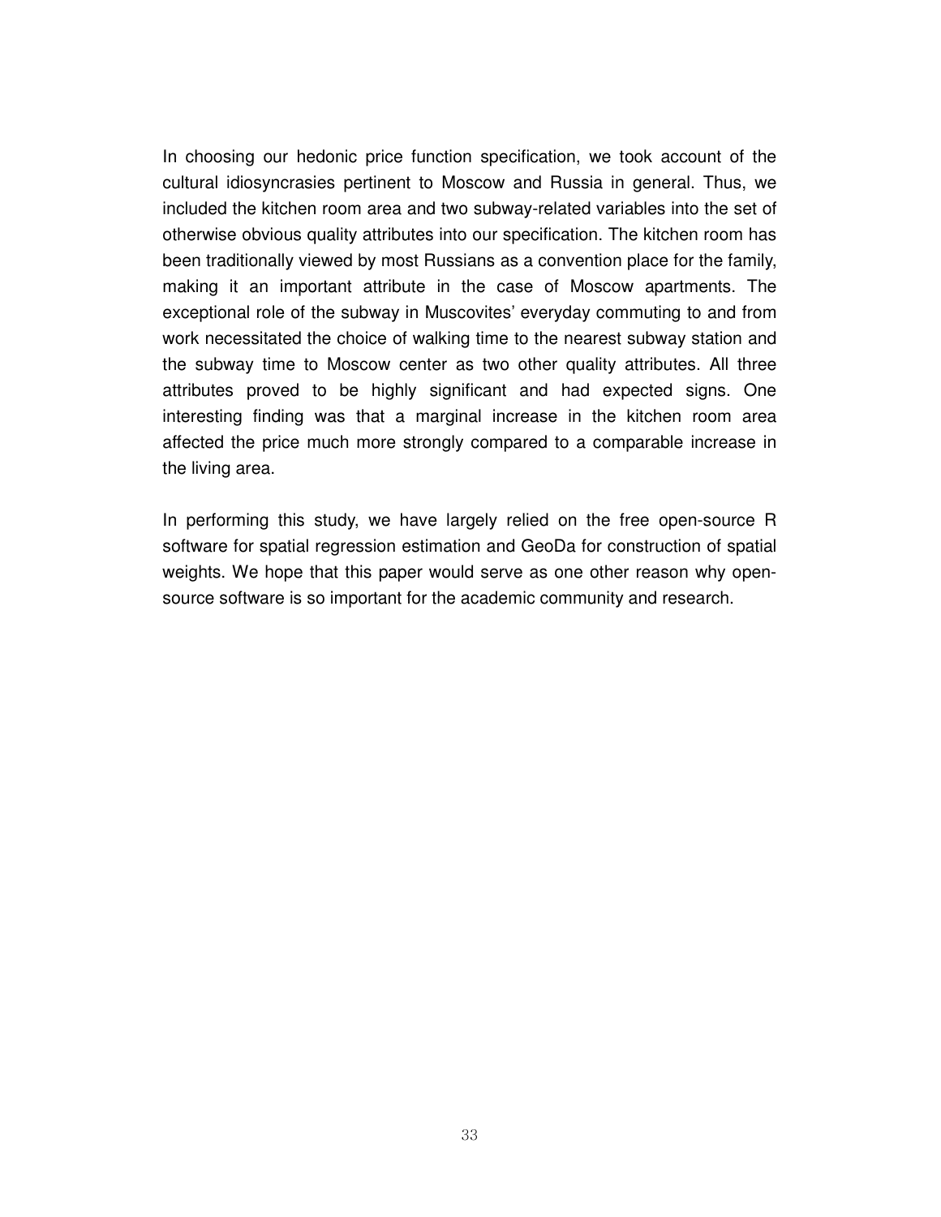In choosing our hedonic price function specification, we took account of the cultural idiosyncrasies pertinent to Moscow and Russia in general. Thus, we included the kitchen room area and two subway-related variables into the set of otherwise obvious quality attributes into our specification. The kitchen room has been traditionally viewed by most Russians as a convention place for the family, making it an important attribute in the case of Moscow apartments. The exceptional role of the subway in Muscovites' everyday commuting to and from work necessitated the choice of walking time to the nearest subway station and the subway time to Moscow center as two other quality attributes. All three attributes proved to be highly significant and had expected signs. One interesting finding was that a marginal increase in the kitchen room area affected the price much more strongly compared to a comparable increase in the living area.

In performing this study, we have largely relied on the free open-source R software for spatial regression estimation and GeoDa for construction of spatial weights. We hope that this paper would serve as one other reason why open-source software is so important for the academic community and research.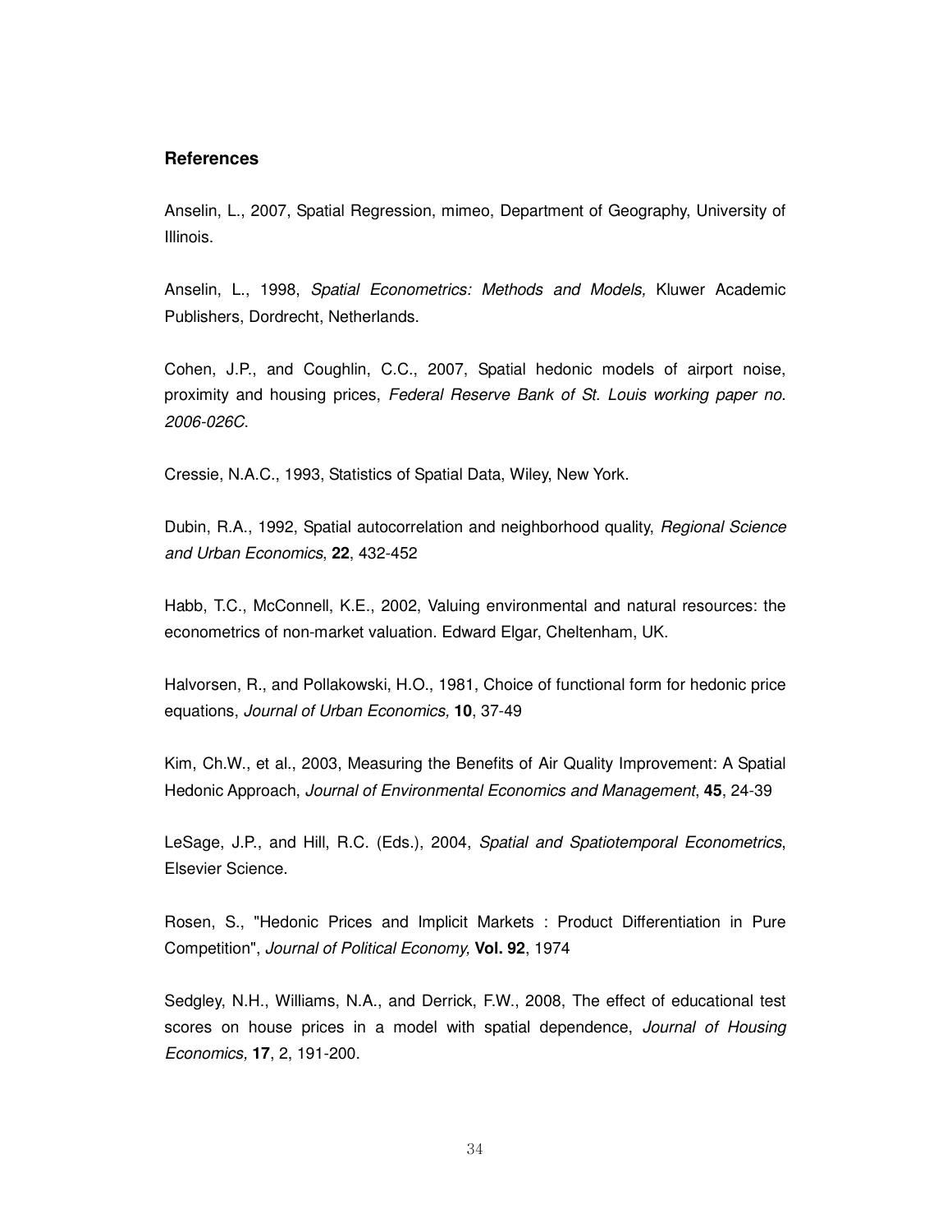## References

Anselin, L., 2007, Spatial Regression, mimeo, Department of Geography, University of Illinois.

Anselin, L., 1998, *Spatial Econometrics: Methods and Models,* Kluwer Academic Publishers, Dordrecht, Netherlands.

Cohen, J.P., and Coughlin, C.C., 2007, Spatial hedonic models of airport noise, proximity and housing prices, *Federal Reserve Bank of St. Louis working paper no. 2006-026C*.

Cressie, N.A.C., 1993, Statistics of Spatial Data, Wiley, New York.

Dubin, R.A., 1992, Spatial autocorrelation and neighborhood quality, *Regional Science and Urban Economics*, **22**, 432-452

Habb, T.C., McConnell, K.E., 2002, Valuing environmental and natural resources: the econometrics of non-market valuation. Edward Elgar, Cheltenham, UK.

Halvorsen, R., and Pollakowski, H.O., 1981, Choice of functional form for hedonic price equations, *Journal of Urban Economics,* **10**, 37-49

Kim, Ch.W., et al., 2003, Measuring the Benefits of Air Quality Improvement: A Spatial Hedonic Approach, *Journal of Environmental Economics and Management*, **45**, 24-39

LeSage, J.P., and Hill, R.C. (Eds.), 2004, *Spatial and Spatiotemporal Econometrics*, Elsevier Science.

Rosen, S., "Hedonic Prices and Implicit Markets : Product Differentiation in Pure Competition", *Journal of Political Economy,* **Vol. 92**, 1974

Sedgley, N.H., Williams, N.A., and Derrick, F.W., 2008, The effect of educational test scores on house prices in a model with spatial dependence, *Journal of Housing Economics,* **17**, 2, 191-200.